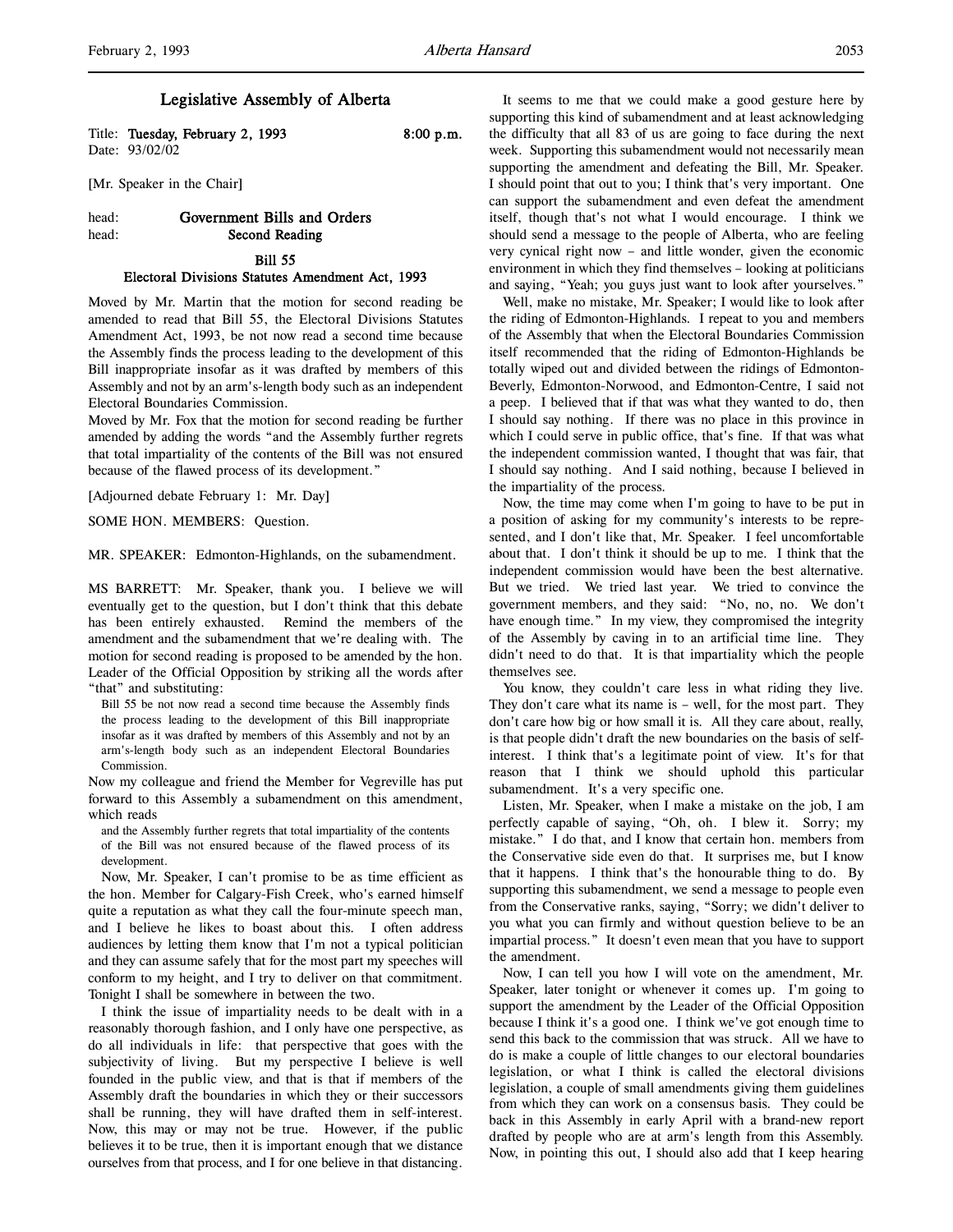# Legislative Assembly of Alberta

Title: **Tuesday, February 2, 1993** **8:00 p.m.**
Date: 93/02/02

[Mr. Speaker in the Chair]

head: **Government Bills and Orders**
head: **Second Reading**

## Bill 55
## Electoral Divisions Statutes Amendment Act, 1993

Moved by Mr. Martin that the motion for second reading be amended to read that Bill 55, the Electoral Divisions Statutes Amendment Act, 1993, be not now read a second time because the Assembly finds the process leading to the development of this Bill inappropriate insofar as it was drafted by members of this Assembly and not by an arm's-length body such as an independent Electoral Boundaries Commission.

Moved by Mr. Fox that the motion for second reading be further amended by adding the words "and the Assembly further regrets that total impartiality of the contents of the Bill was not ensured because of the flawed process of its development."

[Adjourned debate February 1: Mr. Day]

SOME HON. MEMBERS: Question.

MR. SPEAKER: Edmonton-Highlands, on the subamendment.

MS BARRETT: Mr. Speaker, thank you. I believe we will eventually get to the question, but I don't think that this debate has been entirely exhausted. Remind the members of the amendment and the subamendment that we're dealing with. The motion for second reading is proposed to be amended by the hon. Leader of the Official Opposition by striking all the words after "that" and substituting:

> Bill 55 be not now read a second time because the Assembly finds the process leading to the development of this Bill inappropriate insofar as it was drafted by members of this Assembly and not by an arm's-length body such as an independent Electoral Boundaries Commission.

Now my colleague and friend the Member for Vegreville has put forward to this Assembly a subamendment on this amendment, which reads

> and the Assembly further regrets that total impartiality of the contents of the Bill was not ensured because of the flawed process of its development.

Now, Mr. Speaker, I can't promise to be as time efficient as the hon. Member for Calgary-Fish Creek, who's earned himself quite a reputation as what they call the four-minute speech man, and I believe he likes to boast about this. I often address audiences by letting them know that I'm not a typical politician and they can assume safely that for the most part my speeches will conform to my height, and I try to deliver on that commitment. Tonight I shall be somewhere in between the two.

I think the issue of impartiality needs to be dealt with in a reasonably thorough fashion, and I only have one perspective, as do all individuals in life: that perspective that goes with the subjectivity of living. But my perspective I believe is well founded in the public view, and that is that if members of the Assembly draft the boundaries in which they or their successors shall be running, they will have drafted them in self-interest. Now, this may or may not be true. However, if the public believes it to be true, then it is important enough that we distance ourselves from that process, and I for one believe in that distancing.

It seems to me that we could make a good gesture here by supporting this kind of subamendment and at least acknowledging the difficulty that all 83 of us are going to face during the next week. Supporting this subamendment would not necessarily mean supporting the amendment and defeating the Bill, Mr. Speaker. I should point that out to you; I think that's very important. One can support the subamendment and even defeat the amendment itself, though that's not what I would encourage. I think we should send a message to the people of Alberta, who are feeling very cynical right now – and little wonder, given the economic environment in which they find themselves – looking at politicians and saying, "Yeah; you guys just want to look after yourselves."

Well, make no mistake, Mr. Speaker; I would like to look after the riding of Edmonton-Highlands. I repeat to you and members of the Assembly that when the Electoral Boundaries Commission itself recommended that the riding of Edmonton-Highlands be totally wiped out and divided between the ridings of Edmonton-Beverly, Edmonton-Norwood, and Edmonton-Centre, I said not a peep. I believed that if that was what they wanted to do, then I should say nothing. If there was no place in this province in which I could serve in public office, that's fine. If that was what the independent commission wanted, I thought that was fair, that I should say nothing. And I said nothing, because I believed in the impartiality of the process.

Now, the time may come when I'm going to have to be put in a position of asking for my community's interests to be represented, and I don't like that, Mr. Speaker. I feel uncomfortable about that. I don't think it should be up to me. I think that the independent commission would have been the best alternative. But we tried. We tried last year. We tried to convince the government members, and they said: "No, no, no. We don't have enough time." In my view, they compromised the integrity of the Assembly by caving in to an artificial time line. They didn't need to do that. It is that impartiality which the people themselves see.

You know, they couldn't care less in what riding they live. They don't care what its name is – well, for the most part. They don't care how big or how small it is. All they care about, really, is that people didn't draft the new boundaries on the basis of self-interest. I think that's a legitimate point of view. It's for that reason that I think we should uphold this particular subamendment. It's a very specific one.

Listen, Mr. Speaker, when I make a mistake on the job, I am perfectly capable of saying, "Oh, oh. I blew it. Sorry; my mistake." I do that, and I know that certain hon. members from the Conservative side even do that. It surprises me, but I know that it happens. I think that's the honourable thing to do. By supporting this subamendment, we send a message to people even from the Conservative ranks, saying, "Sorry; we didn't deliver to you what you can firmly and without question believe to be an impartial process." It doesn't even mean that you have to support the amendment.

Now, I can tell you how I will vote on the amendment, Mr. Speaker, later tonight or whenever it comes up. I'm going to support the amendment by the Leader of the Official Opposition because I think it's a good one. I think we've got enough time to send this back to the commission that was struck. All we have to do is make a couple of little changes to our electoral boundaries legislation, or what I think is called the electoral divisions legislation, a couple of small amendments giving them guidelines from which they can work on a consensus basis. They could be back in this Assembly in early April with a brand-new report drafted by people who are at arm's length from this Assembly. Now, in pointing this out, I should also add that I keep hearing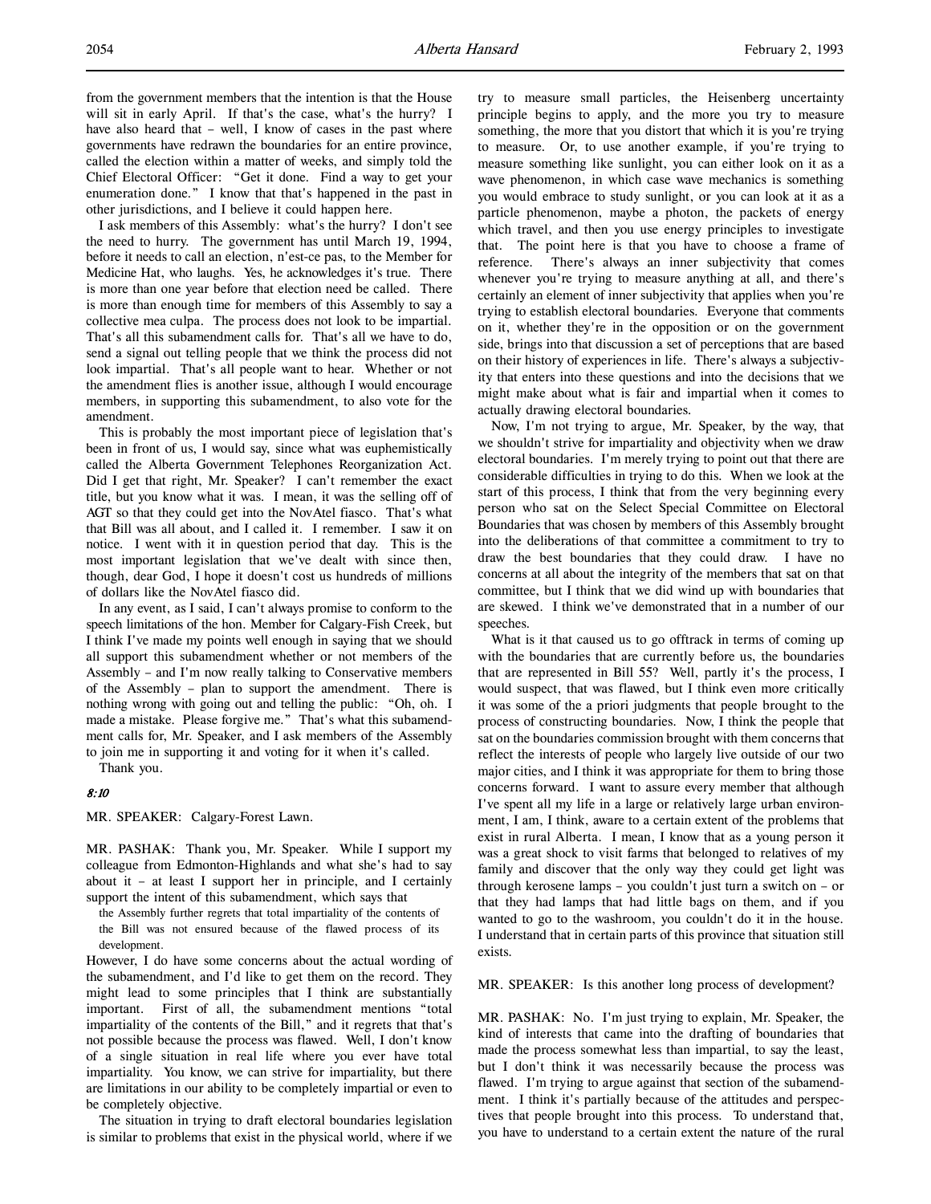from the government members that the intention is that the House will sit in early April. If that's the case, what's the hurry? I have also heard that – well, I know of cases in the past where governments have redrawn the boundaries for an entire province, called the election within a matter of weeks, and simply told the Chief Electoral Officer: "Get it done. Find a way to get your enumeration done." I know that that's happened in the past in other jurisdictions, and I believe it could happen here.

I ask members of this Assembly: what's the hurry? I don't see the need to hurry. The government has until March 19, 1994, before it needs to call an election, n'est-ce pas, to the Member for Medicine Hat, who laughs. Yes, he acknowledges it's true. There is more than one year before that election need be called. There is more than enough time for members of this Assembly to say a collective mea culpa. The process does not look to be impartial. That's all this subamendment calls for. That's all we have to do, send a signal out telling people that we think the process did not look impartial. That's all people want to hear. Whether or not the amendment flies is another issue, although I would encourage members, in supporting this subamendment, to also vote for the amendment.

This is probably the most important piece of legislation that's been in front of us, I would say, since what was euphemistically called the Alberta Government Telephones Reorganization Act. Did I get that right, Mr. Speaker? I can't remember the exact title, but you know what it was. I mean, it was the selling off of AGT so that they could get into the NovAtel fiasco. That's what that Bill was all about, and I called it. I remember. I saw it on notice. I went with it in question period that day. This is the most important legislation that we've dealt with since then, though, dear God, I hope it doesn't cost us hundreds of millions of dollars like the NovAtel fiasco did.

In any event, as I said, I can't always promise to conform to the speech limitations of the hon. Member for Calgary-Fish Creek, but I think I've made my points well enough in saying that we should all support this subamendment whether or not members of the Assembly – and I'm now really talking to Conservative members of the Assembly – plan to support the amendment. There is nothing wrong with going out and telling the public: "Oh, oh. I made a mistake. Please forgive me." That's what this subamendment calls for, Mr. Speaker, and I ask members of the Assembly to join me in supporting it and voting for it when it's called.

Thank you.

*8:10*

MR. SPEAKER: Calgary-Forest Lawn.

MR. PASHAK: Thank you, Mr. Speaker. While I support my colleague from Edmonton-Highlands and what she's had to say about it – at least I support her in principle, and I certainly support the intent of this subamendment, which says that

> the Assembly further regrets that total impartiality of the contents of the Bill was not ensured because of the flawed process of its development.

However, I do have some concerns about the actual wording of the subamendment, and I'd like to get them on the record. They might lead to some principles that I think are substantially important. First of all, the subamendment mentions "total impartiality of the contents of the Bill," and it regrets that that's not possible because the process was flawed. Well, I don't know of a single situation in real life where you ever have total impartiality. You know, we can strive for impartiality, but there are limitations in our ability to be completely impartial or even to be completely objective.

The situation in trying to draft electoral boundaries legislation is similar to problems that exist in the physical world, where if we try to measure small particles, the Heisenberg uncertainty principle begins to apply, and the more you try to measure something, the more that you distort that which it is you're trying to measure. Or, to use another example, if you're trying to measure something like sunlight, you can either look on it as a wave phenomenon, in which case wave mechanics is something you would embrace to study sunlight, or you can look at it as a particle phenomenon, maybe a photon, the packets of energy which travel, and then you use energy principles to investigate that. The point here is that you have to choose a frame of reference. There's always an inner subjectivity that comes whenever you're trying to measure anything at all, and there's certainly an element of inner subjectivity that applies when you're trying to establish electoral boundaries. Everyone that comments on it, whether they're in the opposition or on the government side, brings into that discussion a set of perceptions that are based on their history of experiences in life. There's always a subjectivity that enters into these questions and into the decisions that we might make about what is fair and impartial when it comes to actually drawing electoral boundaries.

Now, I'm not trying to argue, Mr. Speaker, by the way, that we shouldn't strive for impartiality and objectivity when we draw electoral boundaries. I'm merely trying to point out that there are considerable difficulties in trying to do this. When we look at the start of this process, I think that from the very beginning every person who sat on the Select Special Committee on Electoral Boundaries that was chosen by members of this Assembly brought into the deliberations of that committee a commitment to try to draw the best boundaries that they could draw. I have no concerns at all about the integrity of the members that sat on that committee, but I think that we did wind up with boundaries that are skewed. I think we've demonstrated that in a number of our speeches.

What is it that caused us to go offtrack in terms of coming up with the boundaries that are currently before us, the boundaries that are represented in Bill 55? Well, partly it's the process, I would suspect, that was flawed, but I think even more critically it was some of the a priori judgments that people brought to the process of constructing boundaries. Now, I think the people that sat on the boundaries commission brought with them concerns that reflect the interests of people who largely live outside of our two major cities, and I think it was appropriate for them to bring those concerns forward. I want to assure every member that although I've spent all my life in a large or relatively large urban environment, I am, I think, aware to a certain extent of the problems that exist in rural Alberta. I mean, I know that as a young person it was a great shock to visit farms that belonged to relatives of my family and discover that the only way they could get light was through kerosene lamps – you couldn't just turn a switch on – or that they had lamps that had little bags on them, and if you wanted to go to the washroom, you couldn't do it in the house. I understand that in certain parts of this province that situation still exists.

MR. SPEAKER: Is this another long process of development?

MR. PASHAK: No. I'm just trying to explain, Mr. Speaker, the kind of interests that came into the drafting of boundaries that made the process somewhat less than impartial, to say the least, but I don't think it was necessarily because the process was flawed. I'm trying to argue against that section of the subamendment. I think it's partially because of the attitudes and perspectives that people brought into this process. To understand that, you have to understand to a certain extent the nature of the rural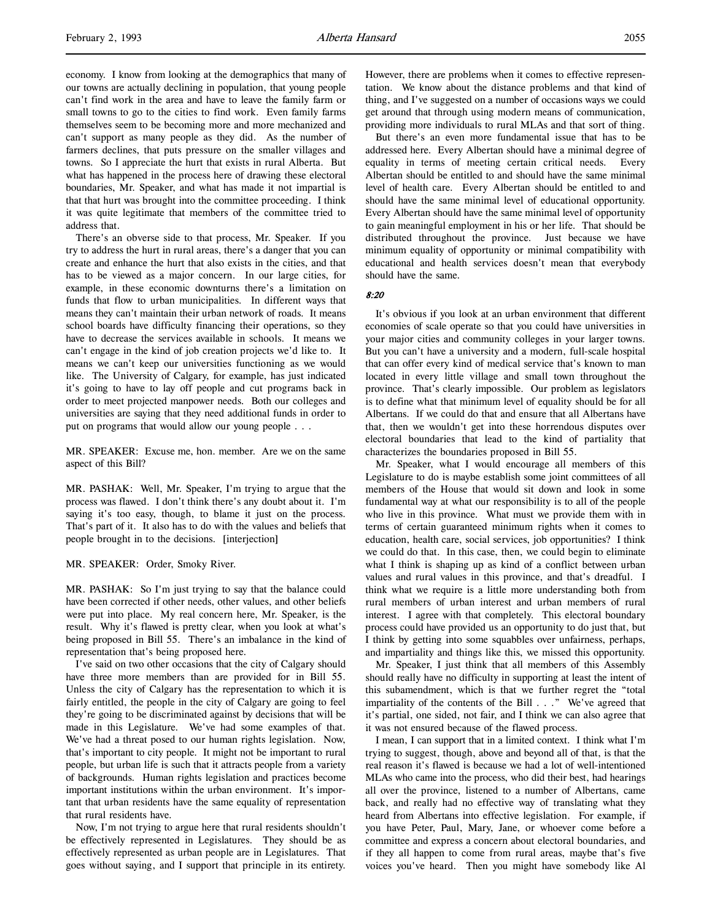economy. I know from looking at the demographics that many of our towns are actually declining in population, that young people can't find work in the area and have to leave the family farm or small towns to go to the cities to find work. Even family farms themselves seem to be becoming more and more mechanized and can't support as many people as they did. As the number of farmers declines, that puts pressure on the smaller villages and towns. So I appreciate the hurt that exists in rural Alberta. But what has happened in the process here of drawing these electoral boundaries, Mr. Speaker, and what has made it not impartial is that that hurt was brought into the committee proceeding. I think it was quite legitimate that members of the committee tried to address that.

There's an obverse side to that process, Mr. Speaker. If you try to address the hurt in rural areas, there's a danger that you can create and enhance the hurt that also exists in the cities, and that has to be viewed as a major concern. In our large cities, for example, in these economic downturns there's a limitation on funds that flow to urban municipalities. In different ways that means they can't maintain their urban network of roads. It means school boards have difficulty financing their operations, so they have to decrease the services available in schools. It means we can't engage in the kind of job creation projects we'd like to. It means we can't keep our universities functioning as we would like. The University of Calgary, for example, has just indicated it's going to have to lay off people and cut programs back in order to meet projected manpower needs. Both our colleges and universities are saying that they need additional funds in order to put on programs that would allow our young people . . .

MR. SPEAKER: Excuse me, hon. member. Are we on the same aspect of this Bill?

MR. PASHAK: Well, Mr. Speaker, I'm trying to argue that the process was flawed. I don't think there's any doubt about it. I'm saying it's too easy, though, to blame it just on the process. That's part of it. It also has to do with the values and beliefs that people brought in to the decisions. [interjection]

MR. SPEAKER: Order, Smoky River.

MR. PASHAK: So I'm just trying to say that the balance could have been corrected if other needs, other values, and other beliefs were put into place. My real concern here, Mr. Speaker, is the result. Why it's flawed is pretty clear, when you look at what's being proposed in Bill 55. There's an imbalance in the kind of representation that's being proposed here.

I've said on two other occasions that the city of Calgary should have three more members than are provided for in Bill 55. Unless the city of Calgary has the representation to which it is fairly entitled, the people in the city of Calgary are going to feel they're going to be discriminated against by decisions that will be made in this Legislature. We've had some examples of that. We've had a threat posed to our human rights legislation. Now, that's important to city people. It might not be important to rural people, but urban life is such that it attracts people from a variety of backgrounds. Human rights legislation and practices become important institutions within the urban environment. It's important that urban residents have the same equality of representation that rural residents have.

Now, I'm not trying to argue here that rural residents shouldn't be effectively represented in Legislatures. They should be as effectively represented as urban people are in Legislatures. That goes without saying, and I support that principle in its entirety. However, there are problems when it comes to effective representation. We know about the distance problems and that kind of thing, and I've suggested on a number of occasions ways we could get around that through using modern means of communication, providing more individuals to rural MLAs and that sort of thing.

But there's an even more fundamental issue that has to be addressed here. Every Albertan should have a minimal degree of equality in terms of meeting certain critical needs. Every Albertan should be entitled to and should have the same minimal level of health care. Every Albertan should be entitled to and should have the same minimal level of educational opportunity. Every Albertan should have the same minimal level of opportunity to gain meaningful employment in his or her life. That should be distributed throughout the province. Just because we have minimum equality of opportunity or minimal compatibility with educational and health services doesn't mean that everybody should have the same.

*8:20*

It's obvious if you look at an urban environment that different economies of scale operate so that you could have universities in your major cities and community colleges in your larger towns. But you can't have a university and a modern, full-scale hospital that can offer every kind of medical service that's known to man located in every little village and small town throughout the province. That's clearly impossible. Our problem as legislators is to define what that minimum level of equality should be for all Albertans. If we could do that and ensure that all Albertans have that, then we wouldn't get into these horrendous disputes over electoral boundaries that lead to the kind of partiality that characterizes the boundaries proposed in Bill 55.

Mr. Speaker, what I would encourage all members of this Legislature to do is maybe establish some joint committees of all members of the House that would sit down and look in some fundamental way at what our responsibility is to all of the people who live in this province. What must we provide them with in terms of certain guaranteed minimum rights when it comes to education, health care, social services, job opportunities? I think we could do that. In this case, then, we could begin to eliminate what I think is shaping up as kind of a conflict between urban values and rural values in this province, and that's dreadful. I think what we require is a little more understanding both from rural members of urban interest and urban members of rural interest. I agree with that completely. This electoral boundary process could have provided us an opportunity to do just that, but I think by getting into some squabbles over unfairness, perhaps, and impartiality and things like this, we missed this opportunity.

Mr. Speaker, I just think that all members of this Assembly should really have no difficulty in supporting at least the intent of this subamendment, which is that we further regret the "total impartiality of the contents of the Bill . . ." We've agreed that it's partial, one sided, not fair, and I think we can also agree that it was not ensured because of the flawed process.

I mean, I can support that in a limited context. I think what I'm trying to suggest, though, above and beyond all of that, is that the real reason it's flawed is because we had a lot of well-intentioned MLAs who came into the process, who did their best, had hearings all over the province, listened to a number of Albertans, came back, and really had no effective way of translating what they heard from Albertans into effective legislation. For example, if you have Peter, Paul, Mary, Jane, or whoever come before a committee and express a concern about electoral boundaries, and if they all happen to come from rural areas, maybe that's five voices you've heard. Then you might have somebody like Al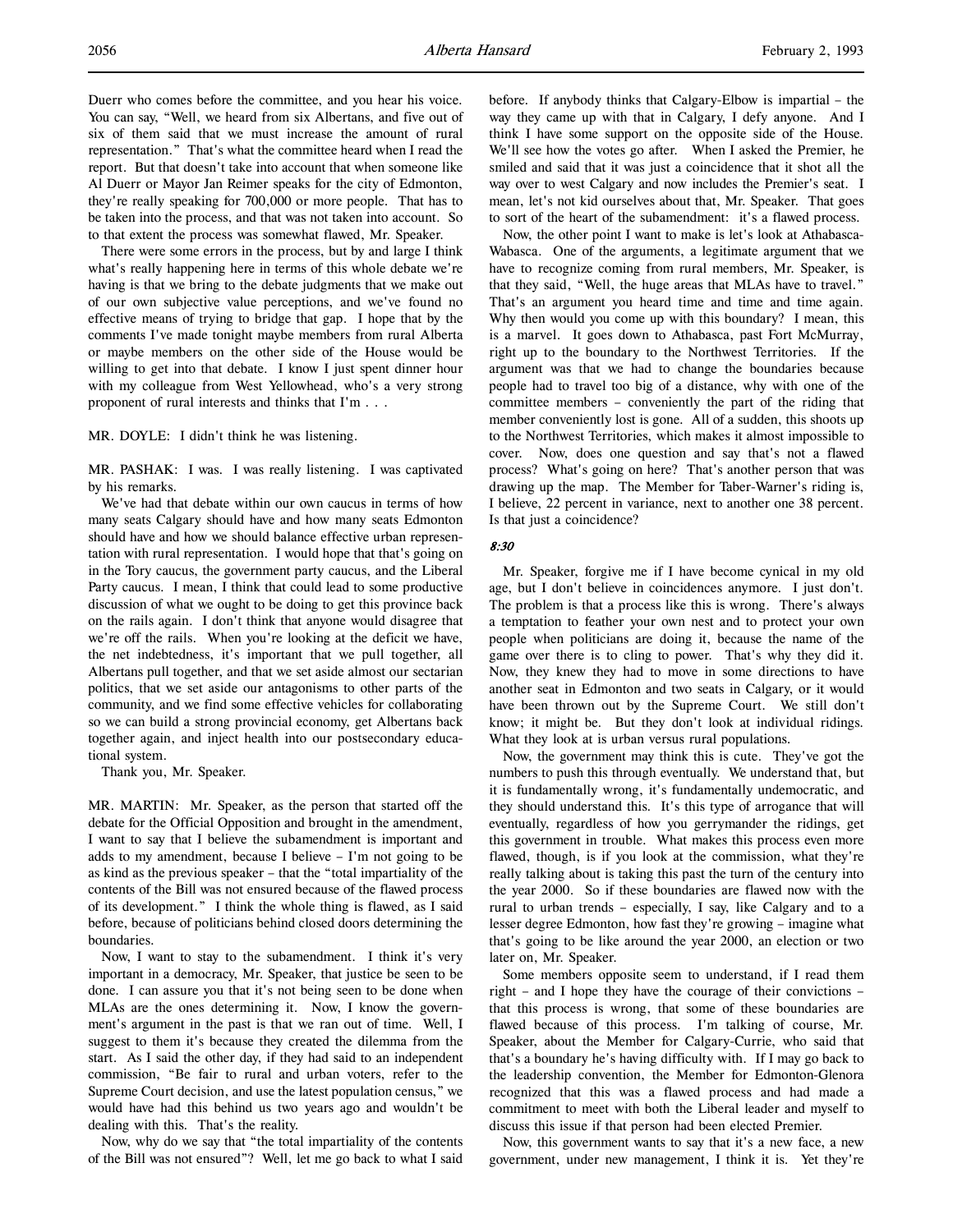Duerr who comes before the committee, and you hear his voice. You can say, "Well, we heard from six Albertans, and five out of six of them said that we must increase the amount of rural representation." That's what the committee heard when I read the report. But that doesn't take into account that when someone like Al Duerr or Mayor Jan Reimer speaks for the city of Edmonton, they're really speaking for 700,000 or more people. That has to be taken into the process, and that was not taken into account. So to that extent the process was somewhat flawed, Mr. Speaker.

There were some errors in the process, but by and large I think what's really happening here in terms of this whole debate we're having is that we bring to the debate judgments that we make out of our own subjective value perceptions, and we've found no effective means of trying to bridge that gap. I hope that by the comments I've made tonight maybe members from rural Alberta or maybe members on the other side of the House would be willing to get into that debate. I know I just spent dinner hour with my colleague from West Yellowhead, who's a very strong proponent of rural interests and thinks that I'm . . .

MR. DOYLE: I didn't think he was listening.

MR. PASHAK: I was. I was really listening. I was captivated by his remarks.

We've had that debate within our own caucus in terms of how many seats Calgary should have and how many seats Edmonton should have and how we should balance effective urban representation with rural representation. I would hope that that's going on in the Tory caucus, the government party caucus, and the Liberal Party caucus. I mean, I think that could lead to some productive discussion of what we ought to be doing to get this province back on the rails again. I don't think that anyone would disagree that we're off the rails. When you're looking at the deficit we have, the net indebtedness, it's important that we pull together, all Albertans pull together, and that we set aside almost our sectarian politics, that we set aside our antagonisms to other parts of the community, and we find some effective vehicles for collaborating so we can build a strong provincial economy, get Albertans back together again, and inject health into our postsecondary educational system.

Thank you, Mr. Speaker.

MR. MARTIN: Mr. Speaker, as the person that started off the debate for the Official Opposition and brought in the amendment, I want to say that I believe the subamendment is important and adds to my amendment, because I believe – I'm not going to be as kind as the previous speaker – that the "total impartiality of the contents of the Bill was not ensured because of the flawed process of its development." I think the whole thing is flawed, as I said before, because of politicians behind closed doors determining the boundaries.

Now, I want to stay to the subamendment. I think it's very important in a democracy, Mr. Speaker, that justice be seen to be done. I can assure you that it's not being seen to be done when MLAs are the ones determining it. Now, I know the government's argument in the past is that we ran out of time. Well, I suggest to them it's because they created the dilemma from the start. As I said the other day, if they had said to an independent commission, "Be fair to rural and urban voters, refer to the Supreme Court decision, and use the latest population census," we would have had this behind us two years ago and wouldn't be dealing with this. That's the reality.

Now, why do we say that "the total impartiality of the contents of the Bill was not ensured"? Well, let me go back to what I said before. If anybody thinks that Calgary-Elbow is impartial – the way they came up with that in Calgary, I defy anyone. And I think I have some support on the opposite side of the House. We'll see how the votes go after. When I asked the Premier, he smiled and said that it was just a coincidence that it shot all the way over to west Calgary and now includes the Premier's seat. I mean, let's not kid ourselves about that, Mr. Speaker. That goes to sort of the heart of the subamendment: it's a flawed process.

Now, the other point I want to make is let's look at Athabasca-Wabasca. One of the arguments, a legitimate argument that we have to recognize coming from rural members, Mr. Speaker, is that they said, "Well, the huge areas that MLAs have to travel." That's an argument you heard time and time and time again. Why then would you come up with this boundary? I mean, this is a marvel. It goes down to Athabasca, past Fort McMurray, right up to the boundary to the Northwest Territories. If the argument was that we had to change the boundaries because people had to travel too big of a distance, why with one of the committee members – conveniently the part of the riding that member conveniently lost is gone. All of a sudden, this shoots up to the Northwest Territories, which makes it almost impossible to cover. Now, does one question and say that's not a flawed process? What's going on here? That's another person that was drawing up the map. The Member for Taber-Warner's riding is, I believe, 22 percent in variance, next to another one 38 percent. Is that just a coincidence?

*8:30*

Mr. Speaker, forgive me if I have become cynical in my old age, but I don't believe in coincidences anymore. I just don't. The problem is that a process like this is wrong. There's always a temptation to feather your own nest and to protect your own people when politicians are doing it, because the name of the game over there is to cling to power. That's why they did it. Now, they knew they had to move in some directions to have another seat in Edmonton and two seats in Calgary, or it would have been thrown out by the Supreme Court. We still don't know; it might be. But they don't look at individual ridings. What they look at is urban versus rural populations.

Now, the government may think this is cute. They've got the numbers to push this through eventually. We understand that, but it is fundamentally wrong, it's fundamentally undemocratic, and they should understand this. It's this type of arrogance that will eventually, regardless of how you gerrymander the ridings, get this government in trouble. What makes this process even more flawed, though, is if you look at the commission, what they're really talking about is taking this past the turn of the century into the year 2000. So if these boundaries are flawed now with the rural to urban trends – especially, I say, like Calgary and to a lesser degree Edmonton, how fast they're growing – imagine what that's going to be like around the year 2000, an election or two later on, Mr. Speaker.

Some members opposite seem to understand, if I read them right – and I hope they have the courage of their convictions – that this process is wrong, that some of these boundaries are flawed because of this process. I'm talking of course, Mr. Speaker, about the Member for Calgary-Currie, who said that that's a boundary he's having difficulty with. If I may go back to the leadership convention, the Member for Edmonton-Glenora recognized that this was a flawed process and had made a commitment to meet with both the Liberal leader and myself to discuss this issue if that person had been elected Premier.

Now, this government wants to say that it's a new face, a new government, under new management, I think it is. Yet they're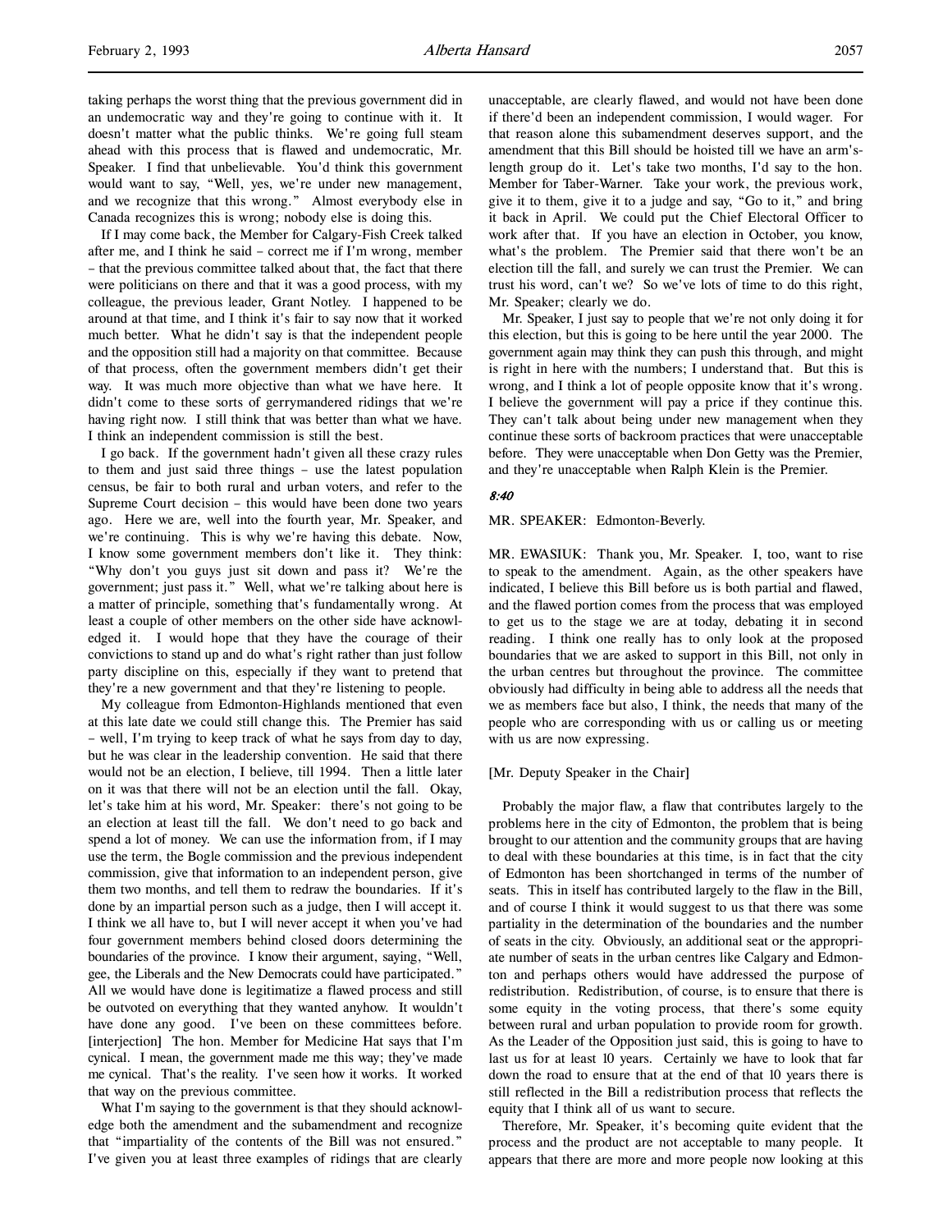taking perhaps the worst thing that the previous government did in an undemocratic way and they're going to continue with it. It doesn't matter what the public thinks. We're going full steam ahead with this process that is flawed and undemocratic, Mr. Speaker. I find that unbelievable. You'd think this government would want to say, "Well, yes, we're under new management, and we recognize that this wrong." Almost everybody else in Canada recognizes this is wrong; nobody else is doing this.

If I may come back, the Member for Calgary-Fish Creek talked after me, and I think he said – correct me if I'm wrong, member – that the previous committee talked about that, the fact that there were politicians on there and that it was a good process, with my colleague, the previous leader, Grant Notley. I happened to be around at that time, and I think it's fair to say now that it worked much better. What he didn't say is that the independent people and the opposition still had a majority on that committee. Because of that process, often the government members didn't get their way. It was much more objective than what we have here. It didn't come to these sorts of gerrymandered ridings that we're having right now. I still think that was better than what we have. I think an independent commission is still the best.

I go back. If the government hadn't given all these crazy rules to them and just said three things – use the latest population census, be fair to both rural and urban voters, and refer to the Supreme Court decision – this would have been done two years ago. Here we are, well into the fourth year, Mr. Speaker, and we're continuing. This is why we're having this debate. Now, I know some government members don't like it. They think: "Why don't you guys just sit down and pass it? We're the government; just pass it." Well, what we're talking about here is a matter of principle, something that's fundamentally wrong. At least a couple of other members on the other side have acknowledged it. I would hope that they have the courage of their convictions to stand up and do what's right rather than just follow party discipline on this, especially if they want to pretend that they're a new government and that they're listening to people.

My colleague from Edmonton-Highlands mentioned that even at this late date we could still change this. The Premier has said – well, I'm trying to keep track of what he says from day to day, but he was clear in the leadership convention. He said that there would not be an election, I believe, till 1994. Then a little later on it was that there will not be an election until the fall. Okay, let's take him at his word, Mr. Speaker: there's not going to be an election at least till the fall. We don't need to go back and spend a lot of money. We can use the information from, if I may use the term, the Bogle commission and the previous independent commission, give that information to an independent person, give them two months, and tell them to redraw the boundaries. If it's done by an impartial person such as a judge, then I will accept it. I think we all have to, but I will never accept it when you've had four government members behind closed doors determining the boundaries of the province. I know their argument, saying, "Well, gee, the Liberals and the New Democrats could have participated." All we would have done is legitimatize a flawed process and still be outvoted on everything that they wanted anyhow. It wouldn't have done any good. I've been on these committees before. [interjection] The hon. Member for Medicine Hat says that I'm cynical. I mean, the government made me this way; they've made me cynical. That's the reality. I've seen how it works. It worked that way on the previous committee.

What I'm saying to the government is that they should acknowledge both the amendment and the subamendment and recognize that "impartiality of the contents of the Bill was not ensured." I've given you at least three examples of ridings that are clearly unacceptable, are clearly flawed, and would not have been done if there'd been an independent commission, I would wager. For that reason alone this subamendment deserves support, and the amendment that this Bill should be hoisted till we have an arm's-length group do it. Let's take two months, I'd say to the hon. Member for Taber-Warner. Take your work, the previous work, give it to them, give it to a judge and say, "Go to it," and bring it back in April. We could put the Chief Electoral Officer to work after that. If you have an election in October, you know, what's the problem. The Premier said that there won't be an election till the fall, and surely we can trust the Premier. We can trust his word, can't we? So we've lots of time to do this right, Mr. Speaker; clearly we do.

Mr. Speaker, I just say to people that we're not only doing it for this election, but this is going to be here until the year 2000. The government again may think they can push this through, and might is right in here with the numbers; I understand that. But this is wrong, and I think a lot of people opposite know that it's wrong. I believe the government will pay a price if they continue this. They can't talk about being under new management when they continue these sorts of backroom practices that were unacceptable before. They were unacceptable when Don Getty was the Premier, and they're unacceptable when Ralph Klein is the Premier.

*8:40*

MR. SPEAKER: Edmonton-Beverly.

MR. EWASIUK: Thank you, Mr. Speaker. I, too, want to rise to speak to the amendment. Again, as the other speakers have indicated, I believe this Bill before us is both partial and flawed, and the flawed portion comes from the process that was employed to get us to the stage we are at today, debating it in second reading. I think one really has to only look at the proposed boundaries that we are asked to support in this Bill, not only in the urban centres but throughout the province. The committee obviously had difficulty in being able to address all the needs that we as members face but also, I think, the needs that many of the people who are corresponding with us or calling us or meeting with us are now expressing.

[Mr. Deputy Speaker in the Chair]

Probably the major flaw, a flaw that contributes largely to the problems here in the city of Edmonton, the problem that is being brought to our attention and the community groups that are having to deal with these boundaries at this time, is in fact that the city of Edmonton has been shortchanged in terms of the number of seats. This in itself has contributed largely to the flaw in the Bill, and of course I think it would suggest to us that there was some partiality in the determination of the boundaries and the number of seats in the city. Obviously, an additional seat or the appropriate number of seats in the urban centres like Calgary and Edmonton and perhaps others would have addressed the purpose of redistribution. Redistribution, of course, is to ensure that there is some equity in the voting process, that there's some equity between rural and urban population to provide room for growth. As the Leader of the Opposition just said, this is going to have to last us for at least 10 years. Certainly we have to look that far down the road to ensure that at the end of that 10 years there is still reflected in the Bill a redistribution process that reflects the equity that I think all of us want to secure.

Therefore, Mr. Speaker, it's becoming quite evident that the process and the product are not acceptable to many people. It appears that there are more and more people now looking at this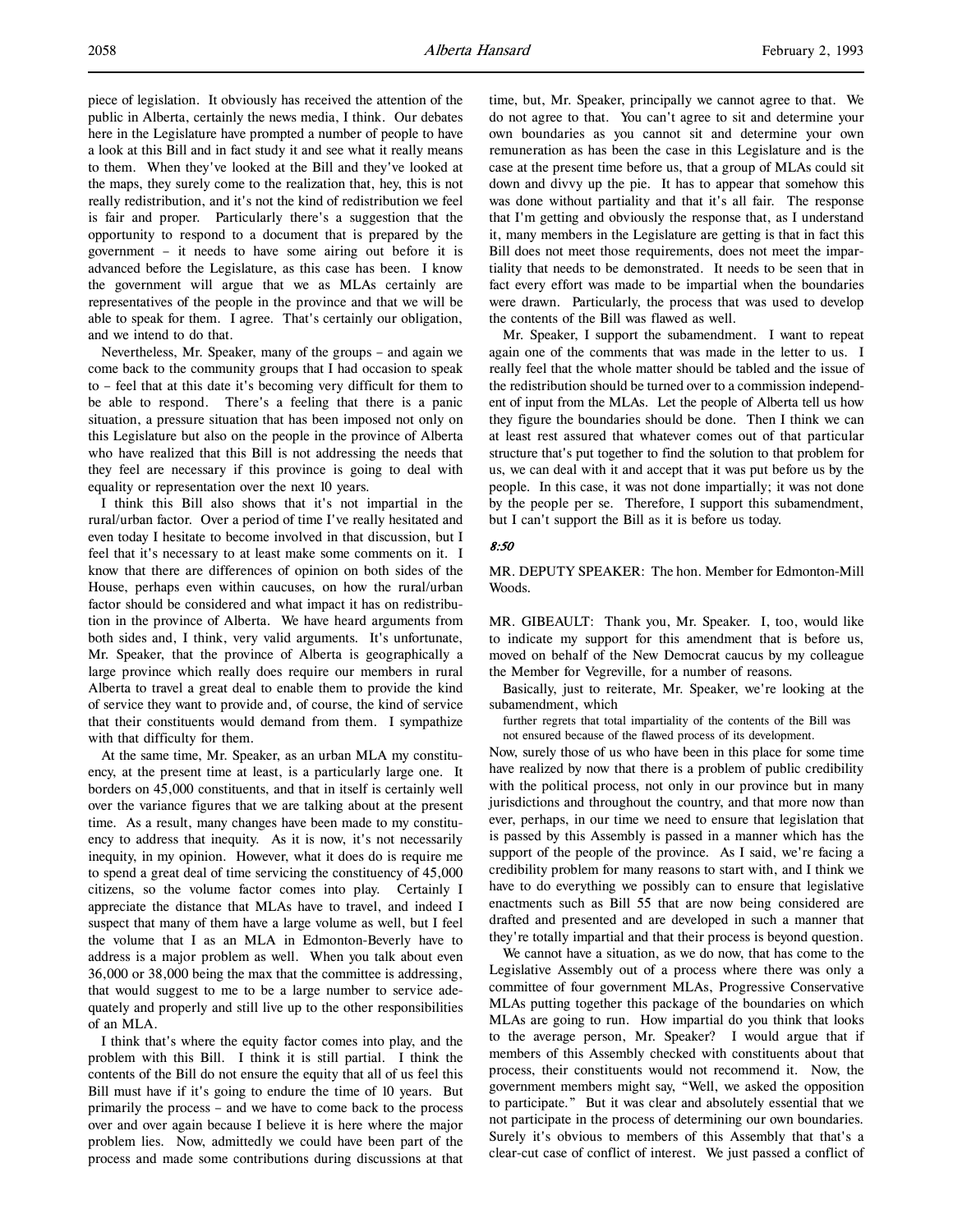piece of legislation. It obviously has received the attention of the public in Alberta, certainly the news media, I think. Our debates here in the Legislature have prompted a number of people to have a look at this Bill and in fact study it and see what it really means to them. When they've looked at the Bill and they've looked at the maps, they surely come to the realization that, hey, this is not really redistribution, and it's not the kind of redistribution we feel is fair and proper. Particularly there's a suggestion that the opportunity to respond to a document that is prepared by the government – it needs to have some airing out before it is advanced before the Legislature, as this case has been. I know the government will argue that we as MLAs certainly are representatives of the people in the province and that we will be able to speak for them. I agree. That's certainly our obligation, and we intend to do that.

Nevertheless, Mr. Speaker, many of the groups – and again we come back to the community groups that I had occasion to speak to – feel that at this date it's becoming very difficult for them to be able to respond. There's a feeling that there is a panic situation, a pressure situation that has been imposed not only on this Legislature but also on the people in the province of Alberta who have realized that this Bill is not addressing the needs that they feel are necessary if this province is going to deal with equality or representation over the next 10 years.

I think this Bill also shows that it's not impartial in the rural/urban factor. Over a period of time I've really hesitated and even today I hesitate to become involved in that discussion, but I feel that it's necessary to at least make some comments on it. I know that there are differences of opinion on both sides of the House, perhaps even within caucuses, on how the rural/urban factor should be considered and what impact it has on redistribution in the province of Alberta. We have heard arguments from both sides and, I think, very valid arguments. It's unfortunate, Mr. Speaker, that the province of Alberta is geographically a large province which really does require our members in rural Alberta to travel a great deal to enable them to provide the kind of service they want to provide and, of course, the kind of service that their constituents would demand from them. I sympathize with that difficulty for them.

At the same time, Mr. Speaker, as an urban MLA my constituency, at the present time at least, is a particularly large one. It borders on 45,000 constituents, and that in itself is certainly well over the variance figures that we are talking about at the present time. As a result, many changes have been made to my constituency to address that inequity. As it is now, it's not necessarily inequity, in my opinion. However, what it does do is require me to spend a great deal of time servicing the constituency of 45,000 citizens, so the volume factor comes into play. Certainly I appreciate the distance that MLAs have to travel, and indeed I suspect that many of them have a large volume as well, but I feel the volume that I as an MLA in Edmonton-Beverly have to address is a major problem as well. When you talk about even 36,000 or 38,000 being the max that the committee is addressing, that would suggest to me to be a large number to service adequately and properly and still live up to the other responsibilities of an MLA.

I think that's where the equity factor comes into play, and the problem with this Bill. I think it is still partial. I think the contents of the Bill do not ensure the equity that all of us feel this Bill must have if it's going to endure the time of 10 years. But primarily the process – and we have to come back to the process over and over again because I believe it is here where the major problem lies. Now, admittedly we could have been part of the process and made some contributions during discussions at that time, but, Mr. Speaker, principally we cannot agree to that. We do not agree to that. You can't agree to sit and determine your own boundaries as you cannot sit and determine your own remuneration as has been the case in this Legislature and is the case at the present time before us, that a group of MLAs could sit down and divvy up the pie. It has to appear that somehow this was done without partiality and that it's all fair. The response that I'm getting and obviously the response that, as I understand it, many members in the Legislature are getting is that in fact this Bill does not meet those requirements, does not meet the impartiality that needs to be demonstrated. It needs to be seen that in fact every effort was made to be impartial when the boundaries were drawn. Particularly, the process that was used to develop the contents of the Bill was flawed as well.

Mr. Speaker, I support the subamendment. I want to repeat again one of the comments that was made in the letter to us. I really feel that the whole matter should be tabled and the issue of the redistribution should be turned over to a commission independent of input from the MLAs. Let the people of Alberta tell us how they figure the boundaries should be done. Then I think we can at least rest assured that whatever comes out of that particular structure that's put together to find the solution to that problem for us, we can deal with it and accept that it was put before us by the people. In this case, it was not done impartially; it was not done by the people per se. Therefore, I support this subamendment, but I can't support the Bill as it is before us today.

*8:50*

MR. DEPUTY SPEAKER: The hon. Member for Edmonton-Mill Woods.

MR. GIBEAULT: Thank you, Mr. Speaker. I, too, would like to indicate my support for this amendment that is before us, moved on behalf of the New Democrat caucus by my colleague the Member for Vegreville, for a number of reasons.

Basically, just to reiterate, Mr. Speaker, we're looking at the subamendment, which

> further regrets that total impartiality of the contents of the Bill was not ensured because of the flawed process of its development.

Now, surely those of us who have been in this place for some time have realized by now that there is a problem of public credibility with the political process, not only in our province but in many jurisdictions and throughout the country, and that more now than ever, perhaps, in our time we need to ensure that legislation that is passed by this Assembly is passed in a manner which has the support of the people of the province. As I said, we're facing a credibility problem for many reasons to start with, and I think we have to do everything we possibly can to ensure that legislative enactments such as Bill 55 that are now being considered are drafted and presented and are developed in such a manner that they're totally impartial and that their process is beyond question.

We cannot have a situation, as we do now, that has come to the Legislative Assembly out of a process where there was only a committee of four government MLAs, Progressive Conservative MLAs putting together this package of the boundaries on which MLAs are going to run. How impartial do you think that looks to the average person, Mr. Speaker? I would argue that if members of this Assembly checked with constituents about that process, their constituents would not recommend it. Now, the government members might say, "Well, we asked the opposition to participate." But it was clear and absolutely essential that we not participate in the process of determining our own boundaries. Surely it's obvious to members of this Assembly that that's a clear-cut case of conflict of interest. We just passed a conflict of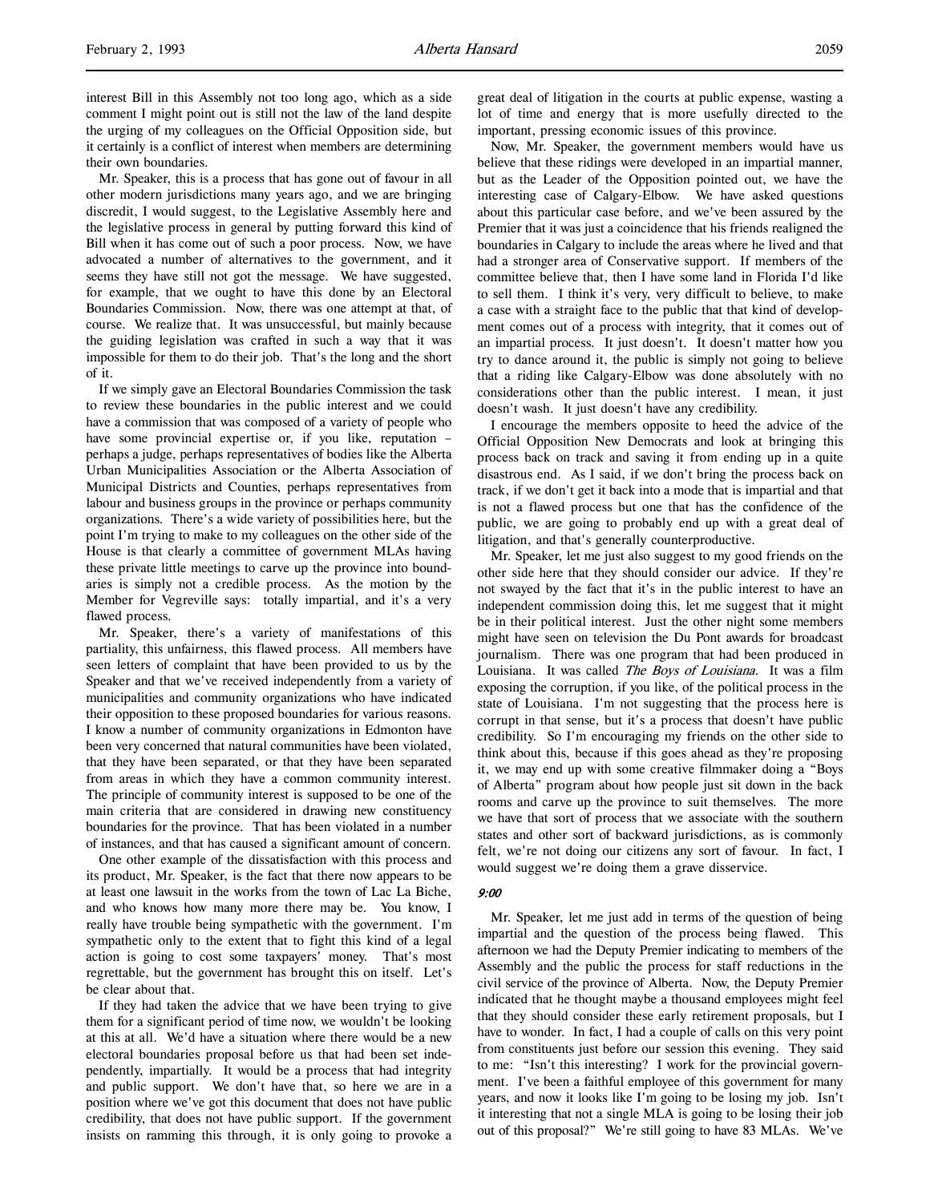interest Bill in this Assembly not too long ago, which as a side comment I might point out is still not the law of the land despite the urging of my colleagues on the Official Opposition side, but it certainly is a conflict of interest when members are determining their own boundaries.

Mr. Speaker, this is a process that has gone out of favour in all other modern jurisdictions many years ago, and we are bringing discredit, I would suggest, to the Legislative Assembly here and the legislative process in general by putting forward this kind of Bill when it has come out of such a poor process. Now, we have advocated a number of alternatives to the government, and it seems they have still not got the message. We have suggested, for example, that we ought to have this done by an Electoral Boundaries Commission. Now, there was one attempt at that, of course. We realize that. It was unsuccessful, but mainly because the guiding legislation was crafted in such a way that it was impossible for them to do their job. That's the long and the short of it.

If we simply gave an Electoral Boundaries Commission the task to review these boundaries in the public interest and we could have a commission that was composed of a variety of people who have some provincial expertise or, if you like, reputation – perhaps a judge, perhaps representatives of bodies like the Alberta Urban Municipalities Association or the Alberta Association of Municipal Districts and Counties, perhaps representatives from labour and business groups in the province or perhaps community organizations. There's a wide variety of possibilities here, but the point I'm trying to make to my colleagues on the other side of the House is that clearly a committee of government MLAs having these private little meetings to carve up the province into boundaries is simply not a credible process. As the motion by the Member for Vegreville says: totally impartial, and it's a very flawed process.

Mr. Speaker, there's a variety of manifestations of this partiality, this unfairness, this flawed process. All members have seen letters of complaint that have been provided to us by the Speaker and that we've received independently from a variety of municipalities and community organizations who have indicated their opposition to these proposed boundaries for various reasons. I know a number of community organizations in Edmonton have been very concerned that natural communities have been violated, that they have been separated, or that they have been separated from areas in which they have a common community interest. The principle of community interest is supposed to be one of the main criteria that are considered in drawing new constituency boundaries for the province. That has been violated in a number of instances, and that has caused a significant amount of concern.

One other example of the dissatisfaction with this process and its product, Mr. Speaker, is the fact that there now appears to be at least one lawsuit in the works from the town of Lac La Biche, and who knows how many more there may be. You know, I really have trouble being sympathetic with the government. I'm sympathetic only to the extent that to fight this kind of a legal action is going to cost some taxpayers' money. That's most regrettable, but the government has brought this on itself. Let's be clear about that.

If they had taken the advice that we have been trying to give them for a significant period of time now, we wouldn't be looking at this at all. We'd have a situation where there would be a new electoral boundaries proposal before us that had been set independently, impartially. It would be a process that had integrity and public support. We don't have that, so here we are in a position where we've got this document that does not have public credibility, that does not have public support. If the government insists on ramming this through, it is only going to provoke a great deal of litigation in the courts at public expense, wasting a lot of time and energy that is more usefully directed to the important, pressing economic issues of this province.

Now, Mr. Speaker, the government members would have us believe that these ridings were developed in an impartial manner, but as the Leader of the Opposition pointed out, we have the interesting case of Calgary-Elbow. We have asked questions about this particular case before, and we've been assured by the Premier that it was just a coincidence that his friends realigned the boundaries in Calgary to include the areas where he lived and that had a stronger area of Conservative support. If members of the committee believe that, then I have some land in Florida I'd like to sell them. I think it's very, very difficult to believe, to make a case with a straight face to the public that that kind of development comes out of a process with integrity, that it comes out of an impartial process. It just doesn't. It doesn't matter how you try to dance around it, the public is simply not going to believe that a riding like Calgary-Elbow was done absolutely with no considerations other than the public interest. I mean, it just doesn't wash. It just doesn't have any credibility.

I encourage the members opposite to heed the advice of the Official Opposition New Democrats and look at bringing this process back on track and saving it from ending up in a quite disastrous end. As I said, if we don't bring the process back on track, if we don't get it back into a mode that is impartial and that is not a flawed process but one that has the confidence of the public, we are going to probably end up with a great deal of litigation, and that's generally counterproductive.

Mr. Speaker, let me just also suggest to my good friends on the other side here that they should consider our advice. If they're not swayed by the fact that it's in the public interest to have an independent commission doing this, let me suggest that it might be in their political interest. Just the other night some members might have seen on television the Du Pont awards for broadcast journalism. There was one program that had been produced in Louisiana. It was called *The Boys of Louisiana*. It was a film exposing the corruption, if you like, of the political process in the state of Louisiana. I'm not suggesting that the process here is corrupt in that sense, but it's a process that doesn't have public credibility. So I'm encouraging my friends on the other side to think about this, because if this goes ahead as they're proposing it, we may end up with some creative filmmaker doing a "Boys of Alberta" program about how people just sit down in the back rooms and carve up the province to suit themselves. The more we have that sort of process that we associate with the southern states and other sort of backward jurisdictions, as is commonly felt, we're not doing our citizens any sort of favour. In fact, I would suggest we're doing them a grave disservice.

*9:00*

Mr. Speaker, let me just add in terms of the question of being impartial and the question of the process being flawed. This afternoon we had the Deputy Premier indicating to members of the Assembly and the public the process for staff reductions in the civil service of the province of Alberta. Now, the Deputy Premier indicated that he thought maybe a thousand employees might feel that they should consider these early retirement proposals, but I have to wonder. In fact, I had a couple of calls on this very point from constituents just before our session this evening. They said to me: "Isn't this interesting? I work for the provincial government. I've been a faithful employee of this government for many years, and now it looks like I'm going to be losing my job. Isn't it interesting that not a single MLA is going to be losing their job out of this proposal?" We're still going to have 83 MLAs. We've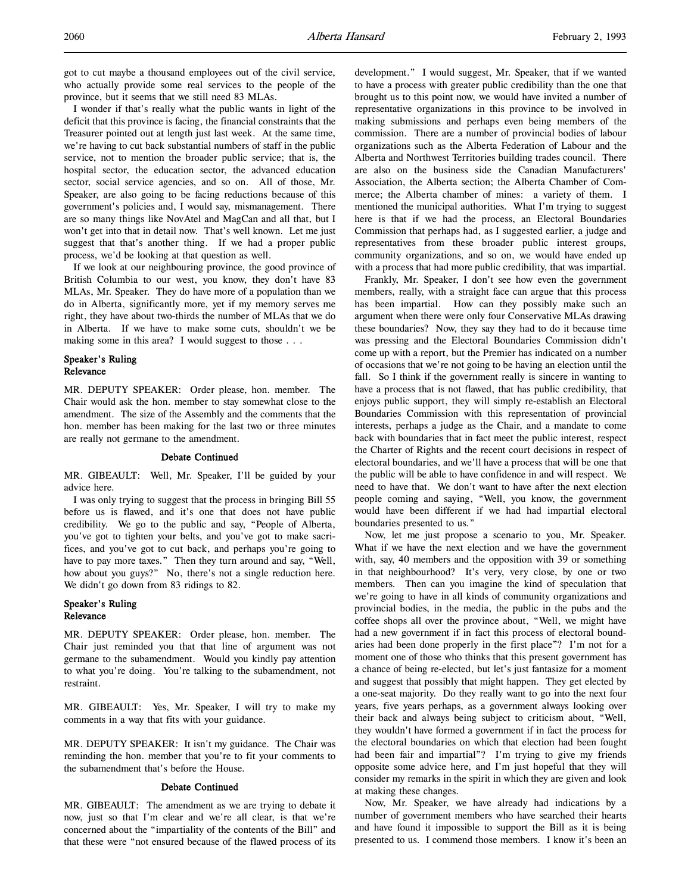got to cut maybe a thousand employees out of the civil service, who actually provide some real services to the people of the province, but it seems that we still need 83 MLAs.

I wonder if that's really what the public wants in light of the deficit that this province is facing, the financial constraints that the Treasurer pointed out at length just last week. At the same time, we're having to cut back substantial numbers of staff in the public service, not to mention the broader public service; that is, the hospital sector, the education sector, the advanced education sector, social service agencies, and so on. All of those, Mr. Speaker, are also going to be facing reductions because of this government's policies and, I would say, mismanagement. There are so many things like NovAtel and MagCan and all that, but I won't get into that in detail now. That's well known. Let me just suggest that that's another thing. If we had a proper public process, we'd be looking at that question as well.

If we look at our neighbouring province, the good province of British Columbia to our west, you know, they don't have 83 MLAs, Mr. Speaker. They do have more of a population than we do in Alberta, significantly more, yet if my memory serves me right, they have about two-thirds the number of MLAs that we do in Alberta. If we have to make some cuts, shouldn't we be making some in this area? I would suggest to those . . .

**Speaker's Ruling**
**Relevance**

MR. DEPUTY SPEAKER: Order please, hon. member. The Chair would ask the hon. member to stay somewhat close to the amendment. The size of the Assembly and the comments that the hon. member has been making for the last two or three minutes are really not germane to the amendment.

**Debate Continued**

MR. GIBEAULT: Well, Mr. Speaker, I'll be guided by your advice here.

I was only trying to suggest that the process in bringing Bill 55 before us is flawed, and it's one that does not have public credibility. We go to the public and say, "People of Alberta, you've got to tighten your belts, and you've got to make sacrifices, and you've got to cut back, and perhaps you're going to have to pay more taxes." Then they turn around and say, "Well, how about you guys?" No, there's not a single reduction here. We didn't go down from 83 ridings to 82.

**Speaker's Ruling**
**Relevance**

MR. DEPUTY SPEAKER: Order please, hon. member. The Chair just reminded you that that line of argument was not germane to the subamendment. Would you kindly pay attention to what you're doing. You're talking to the subamendment, not restraint.

MR. GIBEAULT: Yes, Mr. Speaker, I will try to make my comments in a way that fits with your guidance.

MR. DEPUTY SPEAKER: It isn't my guidance. The Chair was reminding the hon. member that you're to fit your comments to the subamendment that's before the House.

**Debate Continued**

MR. GIBEAULT: The amendment as we are trying to debate it now, just so that I'm clear and we're all clear, is that we're concerned about the "impartiality of the contents of the Bill" and that these were "not ensured because of the flawed process of its development." I would suggest, Mr. Speaker, that if we wanted to have a process with greater public credibility than the one that brought us to this point now, we would have invited a number of representative organizations in this province to be involved in making submissions and perhaps even being members of the commission. There are a number of provincial bodies of labour organizations such as the Alberta Federation of Labour and the Alberta and Northwest Territories building trades council. There are also on the business side the Canadian Manufacturers' Association, the Alberta section; the Alberta Chamber of Commerce; the Alberta chamber of mines: a variety of them. I mentioned the municipal authorities. What I'm trying to suggest here is that if we had the process, an Electoral Boundaries Commission that perhaps had, as I suggested earlier, a judge and representatives from these broader public interest groups, community organizations, and so on, we would have ended up with a process that had more public credibility, that was impartial.

Frankly, Mr. Speaker, I don't see how even the government members, really, with a straight face can argue that this process has been impartial. How can they possibly make such an argument when there were only four Conservative MLAs drawing these boundaries? Now, they say they had to do it because time was pressing and the Electoral Boundaries Commission didn't come up with a report, but the Premier has indicated on a number of occasions that we're not going to be having an election until the fall. So I think if the government really is sincere in wanting to have a process that is not flawed, that has public credibility, that enjoys public support, they will simply re-establish an Electoral Boundaries Commission with this representation of provincial interests, perhaps a judge as the Chair, and a mandate to come back with boundaries that in fact meet the public interest, respect the Charter of Rights and the recent court decisions in respect of electoral boundaries, and we'll have a process that will be one that the public will be able to have confidence in and will respect. We need to have that. We don't want to have after the next election people coming and saying, "Well, you know, the government would have been different if we had had impartial electoral boundaries presented to us."

Now, let me just propose a scenario to you, Mr. Speaker. What if we have the next election and we have the government with, say, 40 members and the opposition with 39 or something in that neighbourhood? It's very, very close, by one or two members. Then can you imagine the kind of speculation that we're going to have in all kinds of community organizations and provincial bodies, in the media, the public in the pubs and the coffee shops all over the province about, "Well, we might have had a new government if in fact this process of electoral boundaries had been done properly in the first place"? I'm not for a moment one of those who thinks that this present government has a chance of being re-elected, but let's just fantasize for a moment and suggest that possibly that might happen. They get elected by a one-seat majority. Do they really want to go into the next four years, five years perhaps, as a government always looking over their back and always being subject to criticism about, "Well, they wouldn't have formed a government if in fact the process for the electoral boundaries on which that election had been fought had been fair and impartial"? I'm trying to give my friends opposite some advice here, and I'm just hopeful that they will consider my remarks in the spirit in which they are given and look at making these changes.

Now, Mr. Speaker, we have already had indications by a number of government members who have searched their hearts and have found it impossible to support the Bill as it is being presented to us. I commend those members. I know it's been an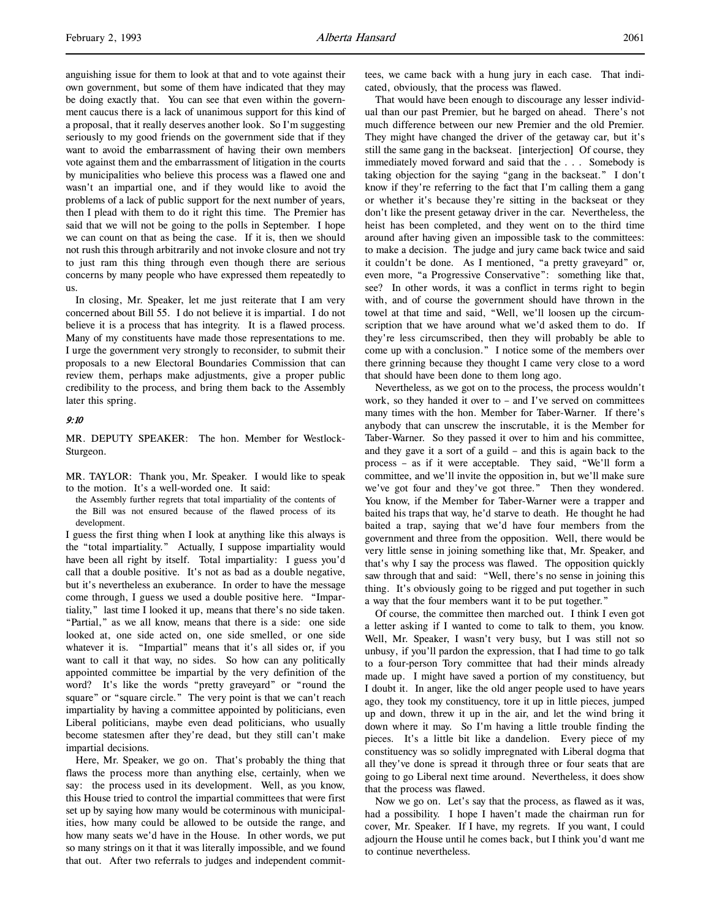anguishing issue for them to look at that and to vote against their own government, but some of them have indicated that they may be doing exactly that. You can see that even within the government caucus there is a lack of unanimous support for this kind of a proposal, that it really deserves another look. So I'm suggesting seriously to my good friends on the government side that if they want to avoid the embarrassment of having their own members vote against them and the embarrassment of litigation in the courts by municipalities who believe this process was a flawed one and wasn't an impartial one, and if they would like to avoid the problems of a lack of public support for the next number of years, then I plead with them to do it right this time. The Premier has said that we will not be going to the polls in September. I hope we can count on that as being the case. If it is, then we should not rush this through arbitrarily and not invoke closure and not try to just ram this thing through even though there are serious concerns by many people who have expressed them repeatedly to us.

In closing, Mr. Speaker, let me just reiterate that I am very concerned about Bill 55. I do not believe it is impartial. I do not believe it is a process that has integrity. It is a flawed process. Many of my constituents have made those representations to me. I urge the government very strongly to reconsider, to submit their proposals to a new Electoral Boundaries Commission that can review them, perhaps make adjustments, give a proper public credibility to the process, and bring them back to the Assembly later this spring.

*9:10*

MR. DEPUTY SPEAKER: The hon. Member for Westlock-Sturgeon.

MR. TAYLOR: Thank you, Mr. Speaker. I would like to speak to the motion. It's a well-worded one. It said:

> the Assembly further regrets that total impartiality of the contents of the Bill was not ensured because of the flawed process of its development.

I guess the first thing when I look at anything like this always is the "total impartiality." Actually, I suppose impartiality would have been all right by itself. Total impartiality: I guess you'd call that a double positive. It's not as bad as a double negative, but it's nevertheless an exuberance. In order to have the message come through, I guess we used a double positive here. "Impartiality," last time I looked it up, means that there's no side taken. "Partial," as we all know, means that there is a side: one side looked at, one side acted on, one side smelled, or one side whatever it is. "Impartial" means that it's all sides or, if you want to call it that way, no sides. So how can any politically appointed committee be impartial by the very definition of the word? It's like the words "pretty graveyard" or "round the square" or "square circle." The very point is that we can't reach impartiality by having a committee appointed by politicians, even Liberal politicians, maybe even dead politicians, who usually become statesmen after they're dead, but they still can't make impartial decisions.

Here, Mr. Speaker, we go on. That's probably the thing that flaws the process more than anything else, certainly, when we say: the process used in its development. Well, as you know, this House tried to control the impartial committees that were first set up by saying how many would be coterminous with municipalities, how many could be allowed to be outside the range, and how many seats we'd have in the House. In other words, we put so many strings on it that it was literally impossible, and we found that out. After two referrals to judges and independent committees, we came back with a hung jury in each case. That indicated, obviously, that the process was flawed.

That would have been enough to discourage any lesser individual than our past Premier, but he barged on ahead. There's not much difference between our new Premier and the old Premier. They might have changed the driver of the getaway car, but it's still the same gang in the backseat. [interjection] Of course, they immediately moved forward and said that the . . . Somebody is taking objection for the saying "gang in the backseat." I don't know if they're referring to the fact that I'm calling them a gang or whether it's because they're sitting in the backseat or they don't like the present getaway driver in the car. Nevertheless, the heist has been completed, and they went on to the third time around after having given an impossible task to the committees: to make a decision. The judge and jury came back twice and said it couldn't be done. As I mentioned, "a pretty graveyard" or, even more, "a Progressive Conservative": something like that, see? In other words, it was a conflict in terms right to begin with, and of course the government should have thrown in the towel at that time and said, "Well, we'll loosen up the circumscription that we have around what we'd asked them to do. If they're less circumscribed, then they will probably be able to come up with a conclusion." I notice some of the members over there grinning because they thought I came very close to a word that should have been done to them long ago.

Nevertheless, as we got on to the process, the process wouldn't work, so they handed it over to – and I've served on committees many times with the hon. Member for Taber-Warner. If there's anybody that can unscrew the inscrutable, it is the Member for Taber-Warner. So they passed it over to him and his committee, and they gave it a sort of a guild – and this is again back to the process – as if it were acceptable. They said, "We'll form a committee, and we'll invite the opposition in, but we'll make sure we've got four and they've got three." Then they wondered. You know, if the Member for Taber-Warner were a trapper and baited his traps that way, he'd starve to death. He thought he had baited a trap, saying that we'd have four members from the government and three from the opposition. Well, there would be very little sense in joining something like that, Mr. Speaker, and that's why I say the process was flawed. The opposition quickly saw through that and said: "Well, there's no sense in joining this thing. It's obviously going to be rigged and put together in such a way that the four members want it to be put together."

Of course, the committee then marched out. I think I even got a letter asking if I wanted to come to talk to them, you know. Well, Mr. Speaker, I wasn't very busy, but I was still not so unbusy, if you'll pardon the expression, that I had time to go talk to a four-person Tory committee that had their minds already made up. I might have saved a portion of my constituency, but I doubt it. In anger, like the old anger people used to have years ago, they took my constituency, tore it up in little pieces, jumped up and down, threw it up in the air, and let the wind bring it down where it may. So I'm having a little trouble finding the pieces. It's a little bit like a dandelion. Every piece of my constituency was so solidly impregnated with Liberal dogma that all they've done is spread it through three or four seats that are going to go Liberal next time around. Nevertheless, it does show that the process was flawed.

Now we go on. Let's say that the process, as flawed as it was, had a possibility. I hope I haven't made the chairman run for cover, Mr. Speaker. If I have, my regrets. If you want, I could adjourn the House until he comes back, but I think you'd want me to continue nevertheless.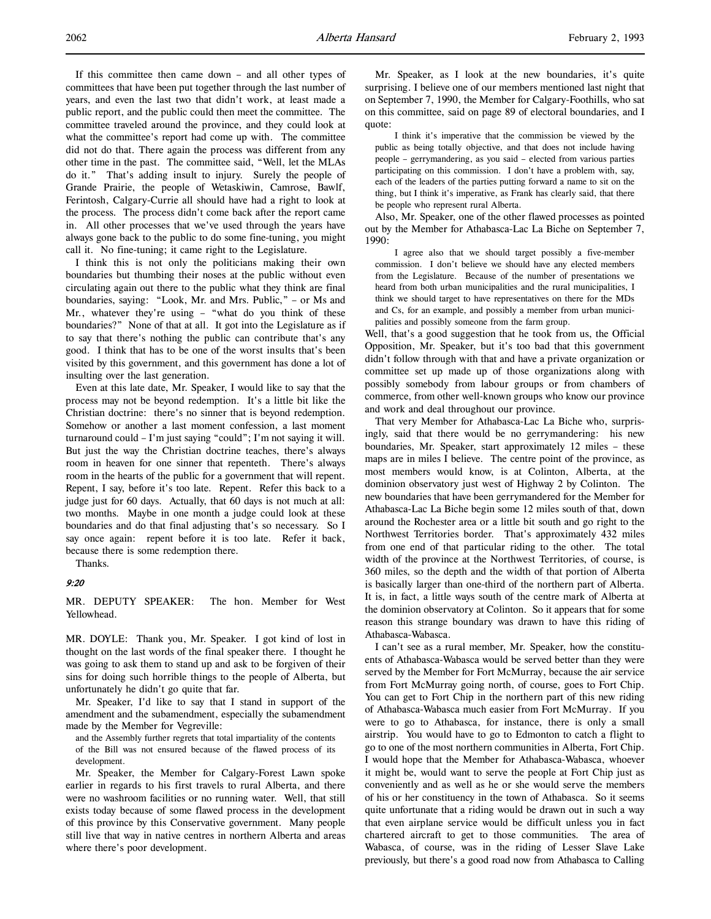If this committee then came down – and all other types of committees that have been put together through the last number of years, and even the last two that didn't work, at least made a public report, and the public could then meet the committee. The committee traveled around the province, and they could look at what the committee's report had come up with. The committee did not do that. There again the process was different from any other time in the past. The committee said, "Well, let the MLAs do it." That's adding insult to injury. Surely the people of Grande Prairie, the people of Wetaskiwin, Camrose, Bawlf, Ferintosh, Calgary-Currie all should have had a right to look at the process. The process didn't come back after the report came in. All other processes that we've used through the years have always gone back to the public to do some fine-tuning, you might call it. No fine-tuning; it came right to the Legislature.

I think this is not only the politicians making their own boundaries but thumbing their noses at the public without even circulating again out there to the public what they think are final boundaries, saying: "Look, Mr. and Mrs. Public," – or Ms and Mr., whatever they're using – "what do you think of these boundaries?" None of that at all. It got into the Legislature as if to say that there's nothing the public can contribute that's any good. I think that has to be one of the worst insults that's been visited by this government, and this government has done a lot of insulting over the last generation.

Even at this late date, Mr. Speaker, I would like to say that the process may not be beyond redemption. It's a little bit like the Christian doctrine: there's no sinner that is beyond redemption. Somehow or another a last moment confession, a last moment turnaround could – I'm just saying "could"; I'm not saying it will. But just the way the Christian doctrine teaches, there's always room in heaven for one sinner that repenteth. There's always room in the hearts of the public for a government that will repent. Repent, I say, before it's too late. Repent. Refer this back to a judge just for 60 days. Actually, that 60 days is not much at all: two months. Maybe in one month a judge could look at these boundaries and do that final adjusting that's so necessary. So I say once again: repent before it is too late. Refer it back, because there is some redemption there.

Thanks.

*9:20*

MR. DEPUTY SPEAKER: The hon. Member for West Yellowhead.

MR. DOYLE: Thank you, Mr. Speaker. I got kind of lost in thought on the last words of the final speaker there. I thought he was going to ask them to stand up and ask to be forgiven of their sins for doing such horrible things to the people of Alberta, but unfortunately he didn't go quite that far.

Mr. Speaker, I'd like to say that I stand in support of the amendment and the subamendment, especially the subamendment made by the Member for Vegreville:

> and the Assembly further regrets that total impartiality of the contents of the Bill was not ensured because of the flawed process of its development.

Mr. Speaker, the Member for Calgary-Forest Lawn spoke earlier in regards to his first travels to rural Alberta, and there were no washroom facilities or no running water. Well, that still exists today because of some flawed process in the development of this province by this Conservative government. Many people still live that way in native centres in northern Alberta and areas where there's poor development.

Mr. Speaker, as I look at the new boundaries, it's quite surprising. I believe one of our members mentioned last night that on September 7, 1990, the Member for Calgary-Foothills, who sat on this committee, said on page 89 of electoral boundaries, and I quote:

> I think it's imperative that the commission be viewed by the public as being totally objective, and that does not include having people – gerrymandering, as you said – elected from various parties participating on this commission. I don't have a problem with, say, each of the leaders of the parties putting forward a name to sit on the thing, but I think it's imperative, as Frank has clearly said, that there be people who represent rural Alberta.

Also, Mr. Speaker, one of the other flawed processes as pointed out by the Member for Athabasca-Lac La Biche on September 7, 1990:

> I agree also that we should target possibly a five-member commission. I don't believe we should have any elected members from the Legislature. Because of the number of presentations we heard from both urban municipalities and the rural municipalities, I think we should target to have representatives on there for the MDs and Cs, for an example, and possibly a member from urban municipalities and possibly someone from the farm group.

Well, that's a good suggestion that he took from us, the Official Opposition, Mr. Speaker, but it's too bad that this government didn't follow through with that and have a private organization or committee set up made up of those organizations along with possibly somebody from labour groups or from chambers of commerce, from other well-known groups who know our province and work and deal throughout our province.

That very Member for Athabasca-Lac La Biche who, surprisingly, said that there would be no gerrymandering: his new boundaries, Mr. Speaker, start approximately 12 miles – these maps are in miles I believe. The centre point of the province, as most members would know, is at Colinton, Alberta, at the dominion observatory just west of Highway 2 by Colinton. The new boundaries that have been gerrymandered for the Member for Athabasca-Lac La Biche begin some 12 miles south of that, down around the Rochester area or a little bit south and go right to the Northwest Territories border. That's approximately 432 miles from one end of that particular riding to the other. The total width of the province at the Northwest Territories, of course, is 360 miles, so the depth and the width of that portion of Alberta is basically larger than one-third of the northern part of Alberta. It is, in fact, a little ways south of the centre mark of Alberta at the dominion observatory at Colinton. So it appears that for some reason this strange boundary was drawn to have this riding of Athabasca-Wabasca.

I can't see as a rural member, Mr. Speaker, how the constituents of Athabasca-Wabasca would be served better than they were served by the Member for Fort McMurray, because the air service from Fort McMurray going north, of course, goes to Fort Chip. You can get to Fort Chip in the northern part of this new riding of Athabasca-Wabasca much easier from Fort McMurray. If you were to go to Athabasca, for instance, there is only a small airstrip. You would have to go to Edmonton to catch a flight to go to one of the most northern communities in Alberta, Fort Chip. I would hope that the Member for Athabasca-Wabasca, whoever it might be, would want to serve the people at Fort Chip just as conveniently and as well as he or she would serve the members of his or her constituency in the town of Athabasca. So it seems quite unfortunate that a riding would be drawn out in such a way that even airplane service would be difficult unless you in fact chartered aircraft to get to those communities. The area of Wabasca, of course, was in the riding of Lesser Slave Lake previously, but there's a good road now from Athabasca to Calling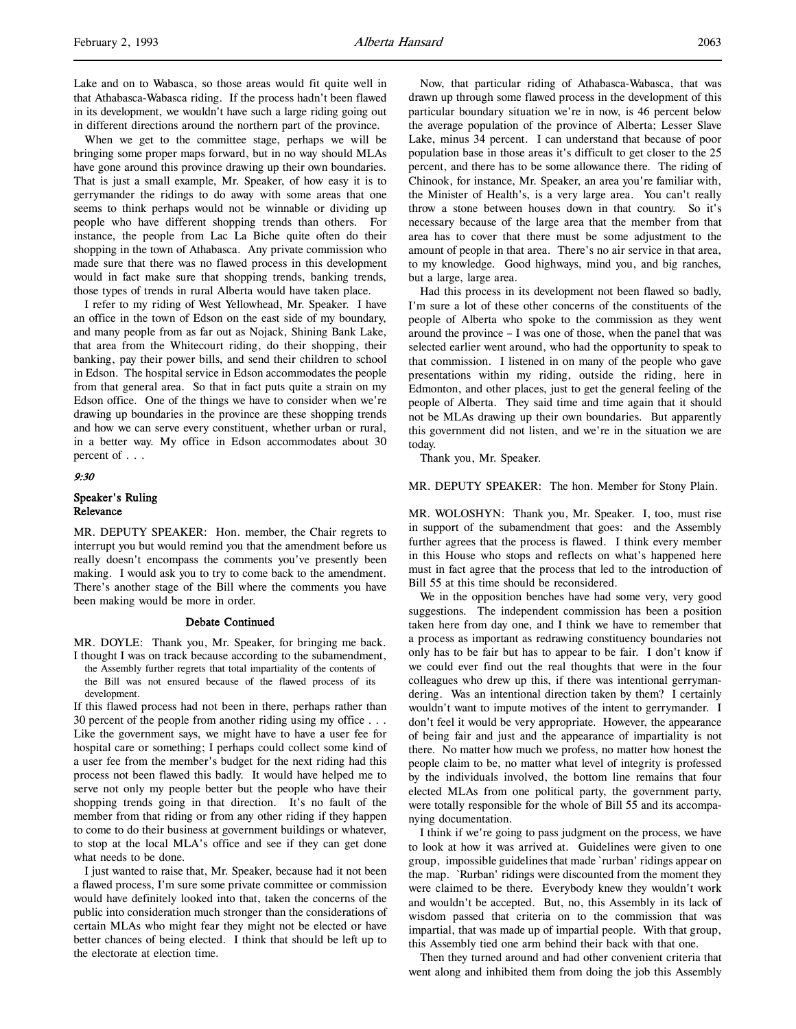Lake and on to Wabasca, so those areas would fit quite well in that Athabasca-Wabasca riding. If the process hadn't been flawed in its development, we wouldn't have such a large riding going out in different directions around the northern part of the province.

When we get to the committee stage, perhaps we will be bringing some proper maps forward, but in no way should MLAs have gone around this province drawing up their own boundaries. That is just a small example, Mr. Speaker, of how easy it is to gerrymander the ridings to do away with some areas that one seems to think perhaps would not be winnable or dividing up people who have different shopping trends than others. For instance, the people from Lac La Biche quite often do their shopping in the town of Athabasca. Any private commission who made sure that there was no flawed process in this development would in fact make sure that shopping trends, banking trends, those types of trends in rural Alberta would have taken place.

I refer to my riding of West Yellowhead, Mr. Speaker. I have an office in the town of Edson on the east side of my boundary, and many people from as far out as Nojack, Shining Bank Lake, that area from the Whitecourt riding, do their shopping, their banking, pay their power bills, and send their children to school in Edson. The hospital service in Edson accommodates the people from that general area. So that in fact puts quite a strain on my Edson office. One of the things we have to consider when we're drawing up boundaries in the province are these shopping trends and how we can serve every constituent, whether urban or rural, in a better way. My office in Edson accommodates about 30 percent of . . .

*9:30*

### Speaker's Ruling
### Relevance

MR. DEPUTY SPEAKER: Hon. member, the Chair regrets to interrupt you but would remind you that the amendment before us really doesn't encompass the comments you've presently been making. I would ask you to try to come back to the amendment. There's another stage of the Bill where the comments you have been making would be more in order.

### Debate Continued

MR. DOYLE: Thank you, Mr. Speaker, for bringing me back. I thought I was on track because according to the subamendment,

> the Assembly further regrets that total impartiality of the contents of the Bill was not ensured because of the flawed process of its development.

If this flawed process had not been in there, perhaps rather than 30 percent of the people from another riding using my office . . . Like the government says, we might have to have a user fee for hospital care or something; I perhaps could collect some kind of a user fee from the member's budget for the next riding had this process not been flawed this badly. It would have helped me to serve not only my people better but the people who have their shopping trends going in that direction. It's no fault of the member from that riding or from any other riding if they happen to come to do their business at government buildings or whatever, to stop at the local MLA's office and see if they can get done what needs to be done.

I just wanted to raise that, Mr. Speaker, because had it not been a flawed process, I'm sure some private committee or commission would have definitely looked into that, taken the concerns of the public into consideration much stronger than the considerations of certain MLAs who might fear they might not be elected or have better chances of being elected. I think that should be left up to the electorate at election time.

Now, that particular riding of Athabasca-Wabasca, that was drawn up through some flawed process in the development of this particular boundary situation we're in now, is 46 percent below the average population of the province of Alberta; Lesser Slave Lake, minus 34 percent. I can understand that because of poor population base in those areas it's difficult to get closer to the 25 percent, and there has to be some allowance there. The riding of Chinook, for instance, Mr. Speaker, an area you're familiar with, the Minister of Health's, is a very large area. You can't really throw a stone between houses down in that country. So it's necessary because of the large area that the member from that area has to cover that there must be some adjustment to the amount of people in that area. There's no air service in that area, to my knowledge. Good highways, mind you, and big ranches, but a large, large area.

Had this process in its development not been flawed so badly, I'm sure a lot of these other concerns of the constituents of the people of Alberta who spoke to the commission as they went around the province – I was one of those, when the panel that was selected earlier went around, who had the opportunity to speak to that commission. I listened in on many of the people who gave presentations within my riding, outside the riding, here in Edmonton, and other places, just to get the general feeling of the people of Alberta. They said time and time again that it should not be MLAs drawing up their own boundaries. But apparently this government did not listen, and we're in the situation we are today.

Thank you, Mr. Speaker.

MR. DEPUTY SPEAKER: The hon. Member for Stony Plain.

MR. WOLOSHYN: Thank you, Mr. Speaker. I, too, must rise in support of the subamendment that goes: and the Assembly further agrees that the process is flawed. I think every member in this House who stops and reflects on what's happened here must in fact agree that the process that led to the introduction of Bill 55 at this time should be reconsidered.

We in the opposition benches have had some very, very good suggestions. The independent commission has been a position taken here from day one, and I think we have to remember that a process as important as redrawing constituency boundaries not only has to be fair but has to appear to be fair. I don't know if we could ever find out the real thoughts that were in the four colleagues who drew up this, if there was intentional gerrymandering. Was an intentional direction taken by them? I certainly wouldn't want to impute motives of the intent to gerrymander. I don't feel it would be very appropriate. However, the appearance of being fair and just and the appearance of impartiality is not there. No matter how much we profess, no matter how honest the people claim to be, no matter what level of integrity is professed by the individuals involved, the bottom line remains that four elected MLAs from one political party, the government party, were totally responsible for the whole of Bill 55 and its accompanying documentation.

I think if we're going to pass judgment on the process, we have to look at how it was arrived at. Guidelines were given to one group, impossible guidelines that made `rurban' ridings appear on the map. `Rurban' ridings were discounted from the moment they were claimed to be there. Everybody knew they wouldn't work and wouldn't be accepted. But, no, this Assembly in its lack of wisdom passed that criteria on to the commission that was impartial, that was made up of impartial people. With that group, this Assembly tied one arm behind their back with that one.

Then they turned around and had other convenient criteria that went along and inhibited them from doing the job this Assembly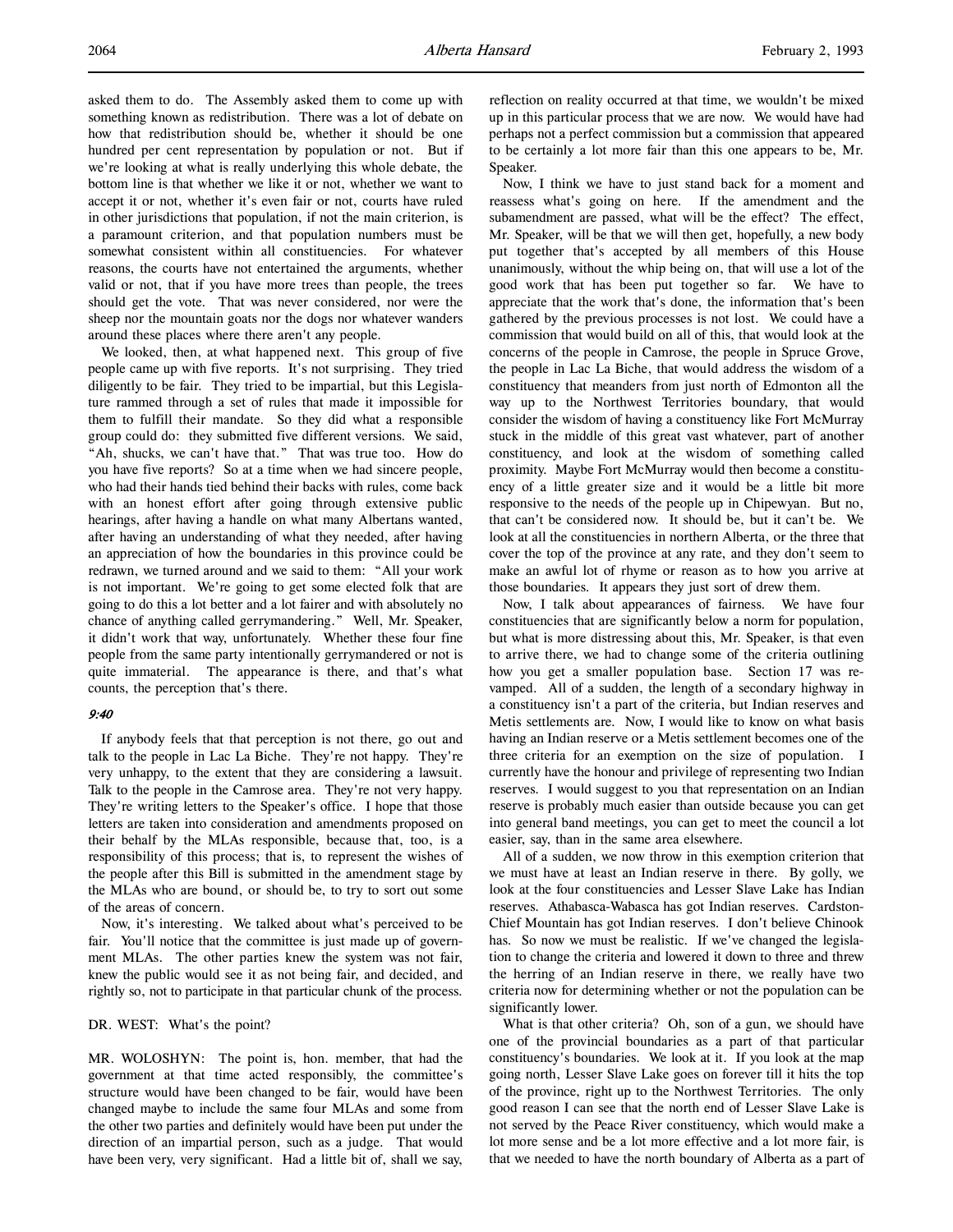asked them to do. The Assembly asked them to come up with something known as redistribution. There was a lot of debate on how that redistribution should be, whether it should be one hundred per cent representation by population or not. But if we're looking at what is really underlying this whole debate, the bottom line is that whether we like it or not, whether we want to accept it or not, whether it's even fair or not, courts have ruled in other jurisdictions that population, if not the main criterion, is a paramount criterion, and that population numbers must be somewhat consistent within all constituencies. For whatever reasons, the courts have not entertained the arguments, whether valid or not, that if you have more trees than people, the trees should get the vote. That was never considered, nor were the sheep nor the mountain goats nor the dogs nor whatever wanders around these places where there aren't any people.

We looked, then, at what happened next. This group of five people came up with five reports. It's not surprising. They tried diligently to be fair. They tried to be impartial, but this Legislature rammed through a set of rules that made it impossible for them to fulfill their mandate. So they did what a responsible group could do: they submitted five different versions. We said, "Ah, shucks, we can't have that." That was true too. How do you have five reports? So at a time when we had sincere people, who had their hands tied behind their backs with rules, come back with an honest effort after going through extensive public hearings, after having a handle on what many Albertans wanted, after having an understanding of what they needed, after having an appreciation of how the boundaries in this province could be redrawn, we turned around and we said to them: "All your work is not important. We're going to get some elected folk that are going to do this a lot better and a lot fairer and with absolutely no chance of anything called gerrymandering." Well, Mr. Speaker, it didn't work that way, unfortunately. Whether these four fine people from the same party intentionally gerrymandered or not is quite immaterial. The appearance is there, and that's what counts, the perception that's there.

*9:40*

If anybody feels that that perception is not there, go out and talk to the people in Lac La Biche. They're not happy. They're very unhappy, to the extent that they are considering a lawsuit. Talk to the people in the Camrose area. They're not very happy. They're writing letters to the Speaker's office. I hope that those letters are taken into consideration and amendments proposed on their behalf by the MLAs responsible, because that, too, is a responsibility of this process; that is, to represent the wishes of the people after this Bill is submitted in the amendment stage by the MLAs who are bound, or should be, to try to sort out some of the areas of concern.

Now, it's interesting. We talked about what's perceived to be fair. You'll notice that the committee is just made up of government MLAs. The other parties knew the system was not fair, knew the public would see it as not being fair, and decided, and rightly so, not to participate in that particular chunk of the process.

DR. WEST: What's the point?

MR. WOLOSHYN: The point is, hon. member, that had the government at that time acted responsibly, the committee's structure would have been changed to be fair, would have been changed maybe to include the same four MLAs and some from the other two parties and definitely would have been put under the direction of an impartial person, such as a judge. That would have been very, very significant. Had a little bit of, shall we say, reflection on reality occurred at that time, we wouldn't be mixed up in this particular process that we are now. We would have had perhaps not a perfect commission but a commission that appeared to be certainly a lot more fair than this one appears to be, Mr. Speaker.

Now, I think we have to just stand back for a moment and reassess what's going on here. If the amendment and the subamendment are passed, what will be the effect? The effect, Mr. Speaker, will be that we will then get, hopefully, a new body put together that's accepted by all members of this House unanimously, without the whip being on, that will use a lot of the good work that has been put together so far. We have to appreciate that the work that's done, the information that's been gathered by the previous processes is not lost. We could have a commission that would build on all of this, that would look at the concerns of the people in Camrose, the people in Spruce Grove, the people in Lac La Biche, that would address the wisdom of a constituency that meanders from just north of Edmonton all the way up to the Northwest Territories boundary, that would consider the wisdom of having a constituency like Fort McMurray stuck in the middle of this great vast whatever, part of another constituency, and look at the wisdom of something called proximity. Maybe Fort McMurray would then become a constituency of a little greater size and it would be a little bit more responsive to the needs of the people up in Chipewyan. But no, that can't be considered now. It should be, but it can't be. We look at all the constituencies in northern Alberta, or the three that cover the top of the province at any rate, and they don't seem to make an awful lot of rhyme or reason as to how you arrive at those boundaries. It appears they just sort of drew them.

Now, I talk about appearances of fairness. We have four constituencies that are significantly below a norm for population, but what is more distressing about this, Mr. Speaker, is that even to arrive there, we had to change some of the criteria outlining how you get a smaller population base. Section 17 was revamped. All of a sudden, the length of a secondary highway in a constituency isn't a part of the criteria, but Indian reserves and Metis settlements are. Now, I would like to know on what basis having an Indian reserve or a Metis settlement becomes one of the three criteria for an exemption on the size of population. I currently have the honour and privilege of representing two Indian reserves. I would suggest to you that representation on an Indian reserve is probably much easier than outside because you can get into general band meetings, you can get to meet the council a lot easier, say, than in the same area elsewhere.

All of a sudden, we now throw in this exemption criterion that we must have at least an Indian reserve in there. By golly, we look at the four constituencies and Lesser Slave Lake has Indian reserves. Athabasca-Wabasca has got Indian reserves. Cardston-Chief Mountain has got Indian reserves. I don't believe Chinook has. So now we must be realistic. If we've changed the legislation to change the criteria and lowered it down to three and threw the herring of an Indian reserve in there, we really have two criteria now for determining whether or not the population can be significantly lower.

What is that other criteria? Oh, son of a gun, we should have one of the provincial boundaries as a part of that particular constituency's boundaries. We look at it. If you look at the map going north, Lesser Slave Lake goes on forever till it hits the top of the province, right up to the Northwest Territories. The only good reason I can see that the north end of Lesser Slave Lake is not served by the Peace River constituency, which would make a lot more sense and be a lot more effective and a lot more fair, is that we needed to have the north boundary of Alberta as a part of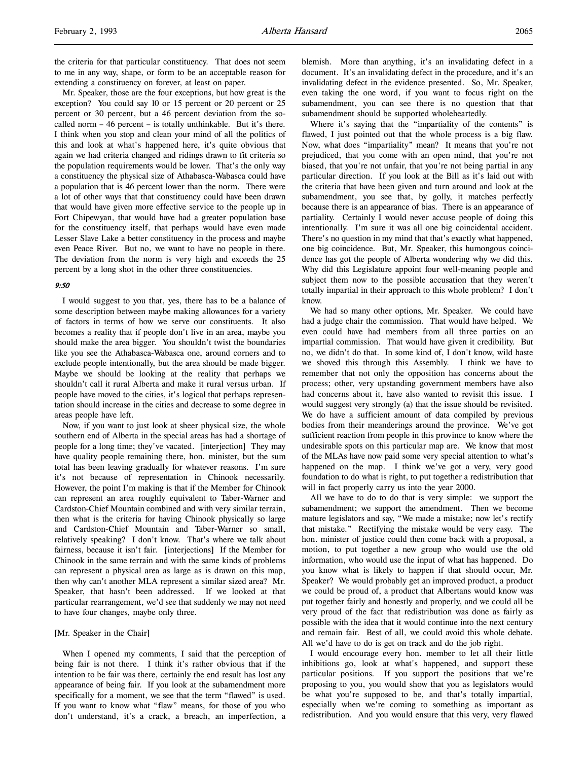the criteria for that particular constituency. That does not seem to me in any way, shape, or form to be an acceptable reason for extending a constituency on forever, at least on paper.

Mr. Speaker, those are the four exceptions, but how great is the exception? You could say 10 or 15 percent or 20 percent or 25 percent or 30 percent, but a 46 percent deviation from the so-called norm – 46 percent – is totally unthinkable. But it's there. I think when you stop and clean your mind of all the politics of this and look at what's happened here, it's quite obvious that again we had criteria changed and ridings drawn to fit criteria so the population requirements would be lower. That's the only way a constituency the physical size of Athabasca-Wabasca could have a population that is 46 percent lower than the norm. There were a lot of other ways that that constituency could have been drawn that would have given more effective service to the people up in Fort Chipewyan, that would have had a greater population base for the constituency itself, that perhaps would have even made Lesser Slave Lake a better constituency in the process and maybe even Peace River. But no, we want to have no people in there. The deviation from the norm is very high and exceeds the 25 percent by a long shot in the other three constituencies.

*9:50*

I would suggest to you that, yes, there has to be a balance of some description between maybe making allowances for a variety of factors in terms of how we serve our constituents. It also becomes a reality that if people don't live in an area, maybe you should make the area bigger. You shouldn't twist the boundaries like you see the Athabasca-Wabasca one, around corners and to exclude people intentionally, but the area should be made bigger. Maybe we should be looking at the reality that perhaps we shouldn't call it rural Alberta and make it rural versus urban. If people have moved to the cities, it's logical that perhaps representation should increase in the cities and decrease to some degree in areas people have left.

Now, if you want to just look at sheer physical size, the whole southern end of Alberta in the special areas has had a shortage of people for a long time; they've vacated. [interjection] They may have quality people remaining there, hon. minister, but the sum total has been leaving gradually for whatever reasons. I'm sure it's not because of representation in Chinook necessarily. However, the point I'm making is that if the Member for Chinook can represent an area roughly equivalent to Taber-Warner and Cardston-Chief Mountain combined and with very similar terrain, then what is the criteria for having Chinook physically so large and Cardston-Chief Mountain and Taber-Warner so small, relatively speaking? I don't know. That's where we talk about fairness, because it isn't fair. [interjections] If the Member for Chinook in the same terrain and with the same kinds of problems can represent a physical area as large as is drawn on this map, then why can't another MLA represent a similar sized area? Mr. Speaker, that hasn't been addressed. If we looked at that particular rearrangement, we'd see that suddenly we may not need to have four changes, maybe only three.

[Mr. Speaker in the Chair]

When I opened my comments, I said that the perception of being fair is not there. I think it's rather obvious that if the intention to be fair was there, certainly the end result has lost any appearance of being fair. If you look at the subamendment more specifically for a moment, we see that the term "flawed" is used. If you want to know what "flaw" means, for those of you who don't understand, it's a crack, a breach, an imperfection, a blemish. More than anything, it's an invalidating defect in a document. It's an invalidating defect in the procedure, and it's an invalidating defect in the evidence presented. So, Mr. Speaker, even taking the one word, if you want to focus right on the subamendment, you can see there is no question that that subamendment should be supported wholeheartedly.

Where it's saying that the "impartiality of the contents" is flawed, I just pointed out that the whole process is a big flaw. Now, what does "impartiality" mean? It means that you're not prejudiced, that you come with an open mind, that you're not biased, that you're not unfair, that you're not being partial in any particular direction. If you look at the Bill as it's laid out with the criteria that have been given and turn around and look at the subamendment, you see that, by golly, it matches perfectly because there is an appearance of bias. There is an appearance of partiality. Certainly I would never accuse people of doing this intentionally. I'm sure it was all one big coincidental accident. There's no question in my mind that that's exactly what happened, one big coincidence. But, Mr. Speaker, this humongous coincidence has got the people of Alberta wondering why we did this. Why did this Legislature appoint four well-meaning people and subject them now to the possible accusation that they weren't totally impartial in their approach to this whole problem? I don't know.

We had so many other options, Mr. Speaker. We could have had a judge chair the commission. That would have helped. We even could have had members from all three parties on an impartial commission. That would have given it credibility. But no, we didn't do that. In some kind of, I don't know, wild haste we shoved this through this Assembly. I think we have to remember that not only the opposition has concerns about the process; other, very upstanding government members have also had concerns about it, have also wanted to revisit this issue. I would suggest very strongly (a) that the issue should be revisited. We do have a sufficient amount of data compiled by previous bodies from their meanderings around the province. We've got sufficient reaction from people in this province to know where the undesirable spots on this particular map are. We know that most of the MLAs have now paid some very special attention to what's happened on the map. I think we've got a very, very good foundation to do what is right, to put together a redistribution that will in fact properly carry us into the year 2000.

All we have to do to do that is very simple: we support the subamendment; we support the amendment. Then we become mature legislators and say, "We made a mistake; now let's rectify that mistake." Rectifying the mistake would be very easy. The hon. minister of justice could then come back with a proposal, a motion, to put together a new group who would use the old information, who would use the input of what has happened. Do you know what is likely to happen if that should occur, Mr. Speaker? We would probably get an improved product, a product we could be proud of, a product that Albertans would know was put together fairly and honestly and properly, and we could all be very proud of the fact that redistribution was done as fairly as possible with the idea that it would continue into the next century and remain fair. Best of all, we could avoid this whole debate. All we'd have to do is get on track and do the job right.

I would encourage every hon. member to let all their little inhibitions go, look at what's happened, and support these particular positions. If you support the positions that we're proposing to you, you would show that you as legislators would be what you're supposed to be, and that's totally impartial, especially when we're coming to something as important as redistribution. And you would ensure that this very, very flawed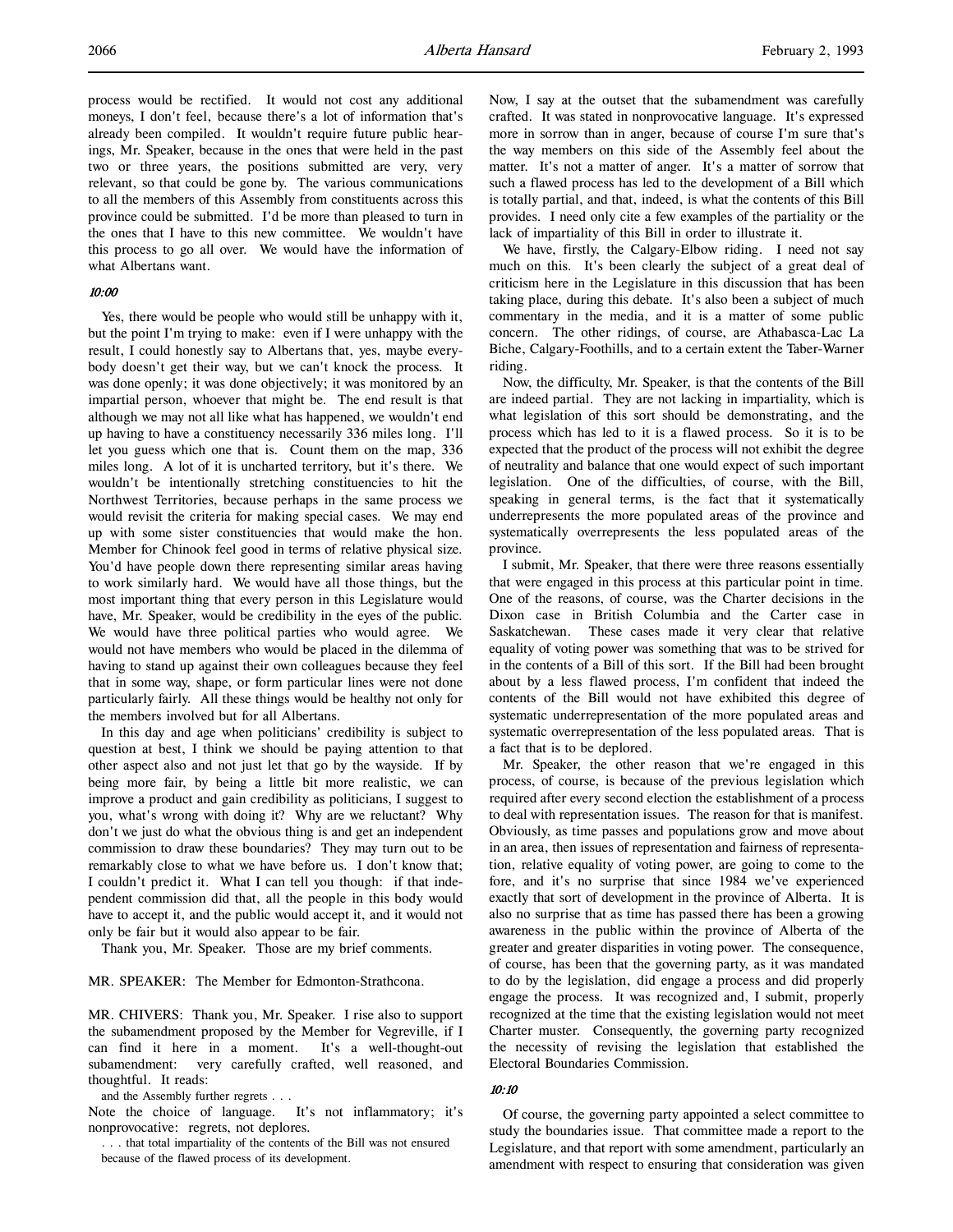process would be rectified. It would not cost any additional moneys, I don't feel, because there's a lot of information that's already been compiled. It wouldn't require future public hearings, Mr. Speaker, because in the ones that were held in the past two or three years, the positions submitted are very, very relevant, so that could be gone by. The various communications to all the members of this Assembly from constituents across this province could be submitted. I'd be more than pleased to turn in the ones that I have to this new committee. We wouldn't have this process to go all over. We would have the information of what Albertans want.

*10:00*

Yes, there would be people who would still be unhappy with it, but the point I'm trying to make: even if I were unhappy with the result, I could honestly say to Albertans that, yes, maybe everybody doesn't get their way, but we can't knock the process. It was done openly; it was done objectively; it was monitored by an impartial person, whoever that might be. The end result is that although we may not all like what has happened, we wouldn't end up having to have a constituency necessarily 336 miles long. I'll let you guess which one that is. Count them on the map, 336 miles long. A lot of it is uncharted territory, but it's there. We wouldn't be intentionally stretching constituencies to hit the Northwest Territories, because perhaps in the same process we would revisit the criteria for making special cases. We may end up with some sister constituencies that would make the hon. Member for Chinook feel good in terms of relative physical size. You'd have people down there representing similar areas having to work similarly hard. We would have all those things, but the most important thing that every person in this Legislature would have, Mr. Speaker, would be credibility in the eyes of the public. We would have three political parties who would agree. We would not have members who would be placed in the dilemma of having to stand up against their own colleagues because they feel that in some way, shape, or form particular lines were not done particularly fairly. All these things would be healthy not only for the members involved but for all Albertans.

In this day and age when politicians' credibility is subject to question at best, I think we should be paying attention to that other aspect also and not just let that go by the wayside. If by being more fair, by being a little bit more realistic, we can improve a product and gain credibility as politicians, I suggest to you, what's wrong with doing it? Why are we reluctant? Why don't we just do what the obvious thing is and get an independent commission to draw these boundaries? They may turn out to be remarkably close to what we have before us. I don't know that; I couldn't predict it. What I can tell you though: if that independent commission did that, all the people in this body would have to accept it, and the public would accept it, and it would not only be fair but it would also appear to be fair.

Thank you, Mr. Speaker. Those are my brief comments.

MR. SPEAKER: The Member for Edmonton-Strathcona.

MR. CHIVERS: Thank you, Mr. Speaker. I rise also to support the subamendment proposed by the Member for Vegreville, if I can find it here in a moment. It's a well-thought-out subamendment: very carefully crafted, well reasoned, and thoughtful. It reads:

> and the Assembly further regrets . . .

Note the choice of language. It's not inflammatory; it's nonprovocative: regrets, not deplores.

> . . . that total impartiality of the contents of the Bill was not ensured because of the flawed process of its development.

Now, I say at the outset that the subamendment was carefully crafted. It was stated in nonprovocative language. It's expressed more in sorrow than in anger, because of course I'm sure that's the way members on this side of the Assembly feel about the matter. It's not a matter of anger. It's a matter of sorrow that such a flawed process has led to the development of a Bill which is totally partial, and that, indeed, is what the contents of this Bill provides. I need only cite a few examples of the partiality or the lack of impartiality of this Bill in order to illustrate it.

We have, firstly, the Calgary-Elbow riding. I need not say much on this. It's been clearly the subject of a great deal of criticism here in the Legislature in this discussion that has been taking place, during this debate. It's also been a subject of much commentary in the media, and it is a matter of some public concern. The other ridings, of course, are Athabasca-Lac La Biche, Calgary-Foothills, and to a certain extent the Taber-Warner riding.

Now, the difficulty, Mr. Speaker, is that the contents of the Bill are indeed partial. They are not lacking in impartiality, which is what legislation of this sort should be demonstrating, and the process which has led to it is a flawed process. So it is to be expected that the product of the process will not exhibit the degree of neutrality and balance that one would expect of such important legislation. One of the difficulties, of course, with the Bill, speaking in general terms, is the fact that it systematically underrepresents the more populated areas of the province and systematically overrepresents the less populated areas of the province.

I submit, Mr. Speaker, that there were three reasons essentially that were engaged in this process at this particular point in time. One of the reasons, of course, was the Charter decisions in the Dixon case in British Columbia and the Carter case in Saskatchewan. These cases made it very clear that relative equality of voting power was something that was to be strived for in the contents of a Bill of this sort. If the Bill had been brought about by a less flawed process, I'm confident that indeed the contents of the Bill would not have exhibited this degree of systematic underrepresentation of the more populated areas and systematic overrepresentation of the less populated areas. That is a fact that is to be deplored.

Mr. Speaker, the other reason that we're engaged in this process, of course, is because of the previous legislation which required after every second election the establishment of a process to deal with representation issues. The reason for that is manifest. Obviously, as time passes and populations grow and move about in an area, then issues of representation and fairness of representation, relative equality of voting power, are going to come to the fore, and it's no surprise that since 1984 we've experienced exactly that sort of development in the province of Alberta. It is also no surprise that as time has passed there has been a growing awareness in the public within the province of Alberta of the greater and greater disparities in voting power. The consequence, of course, has been that the governing party, as it was mandated to do by the legislation, did engage a process and did properly engage the process. It was recognized and, I submit, properly recognized at the time that the existing legislation would not meet Charter muster. Consequently, the governing party recognized the necessity of revising the legislation that established the Electoral Boundaries Commission.

*10:10*

Of course, the governing party appointed a select committee to study the boundaries issue. That committee made a report to the Legislature, and that report with some amendment, particularly an amendment with respect to ensuring that consideration was given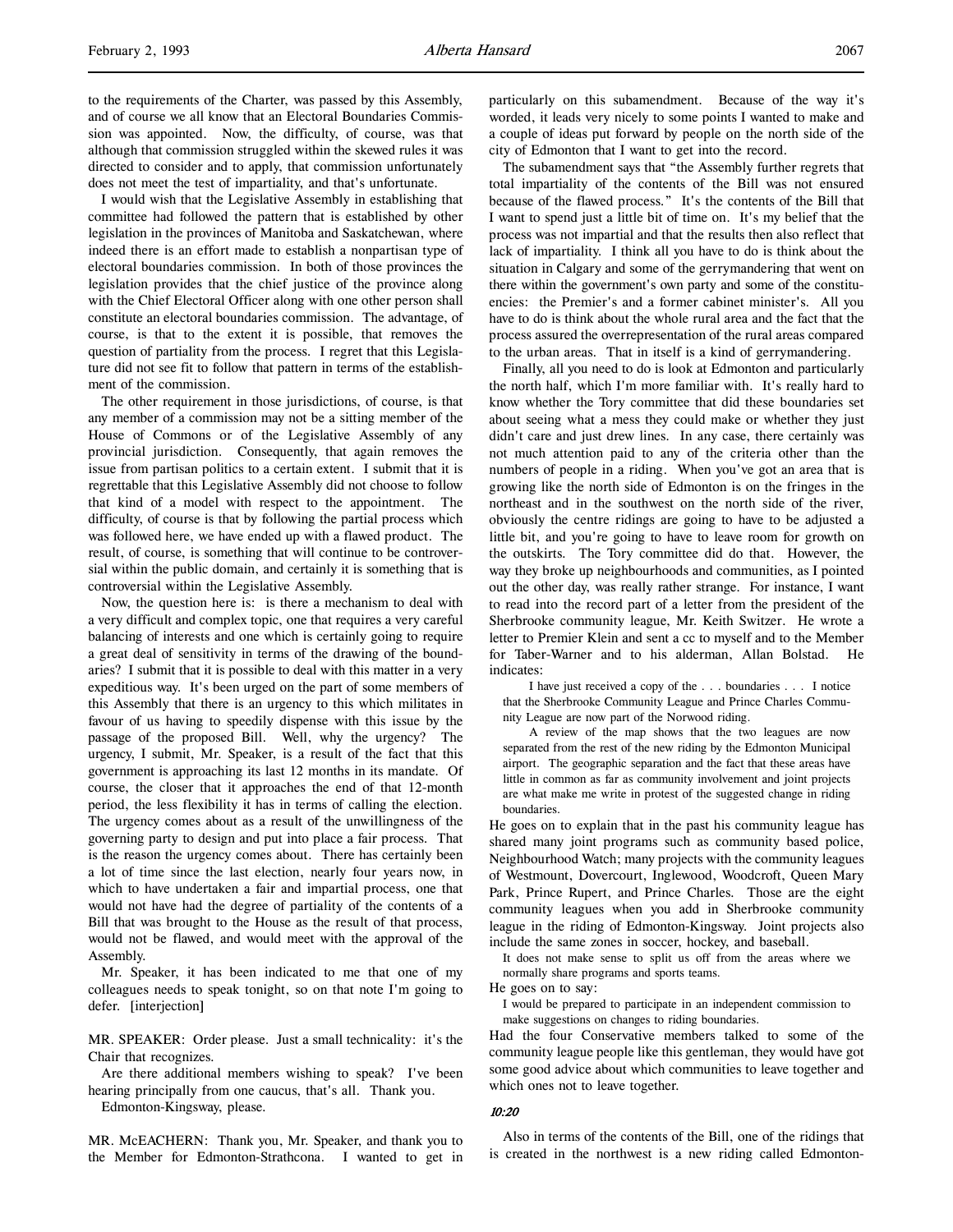to the requirements of the Charter, was passed by this Assembly, and of course we all know that an Electoral Boundaries Commission was appointed. Now, the difficulty, of course, was that although that commission struggled within the skewed rules it was directed to consider and to apply, that commission unfortunately does not meet the test of impartiality, and that's unfortunate.

I would wish that the Legislative Assembly in establishing that committee had followed the pattern that is established by other legislation in the provinces of Manitoba and Saskatchewan, where indeed there is an effort made to establish a nonpartisan type of electoral boundaries commission. In both of those provinces the legislation provides that the chief justice of the province along with the Chief Electoral Officer along with one other person shall constitute an electoral boundaries commission. The advantage, of course, is that to the extent it is possible, that removes the question of partiality from the process. I regret that this Legislature did not see fit to follow that pattern in terms of the establishment of the commission.

The other requirement in those jurisdictions, of course, is that any member of a commission may not be a sitting member of the House of Commons or of the Legislative Assembly of any provincial jurisdiction. Consequently, that again removes the issue from partisan politics to a certain extent. I submit that it is regrettable that this Legislative Assembly did not choose to follow that kind of a model with respect to the appointment. The difficulty, of course is that by following the partial process which was followed here, we have ended up with a flawed product. The result, of course, is something that will continue to be controversial within the public domain, and certainly it is something that is controversial within the Legislative Assembly.

Now, the question here is: is there a mechanism to deal with a very difficult and complex topic, one that requires a very careful balancing of interests and one which is certainly going to require a great deal of sensitivity in terms of the drawing of the boundaries? I submit that it is possible to deal with this matter in a very expeditious way. It's been urged on the part of some members of this Assembly that there is an urgency to this which militates in favour of us having to speedily dispense with this issue by the passage of the proposed Bill. Well, why the urgency? The urgency, I submit, Mr. Speaker, is a result of the fact that this government is approaching its last 12 months in its mandate. Of course, the closer that it approaches the end of that 12-month period, the less flexibility it has in terms of calling the election. The urgency comes about as a result of the unwillingness of the governing party to design and put into place a fair process. That is the reason the urgency comes about. There has certainly been a lot of time since the last election, nearly four years now, in which to have undertaken a fair and impartial process, one that would not have had the degree of partiality of the contents of a Bill that was brought to the House as the result of that process, would not be flawed, and would meet with the approval of the Assembly.

Mr. Speaker, it has been indicated to me that one of my colleagues needs to speak tonight, so on that note I'm going to defer. [interjection]

MR. SPEAKER: Order please. Just a small technicality: it's the Chair that recognizes.

Are there additional members wishing to speak? I've been hearing principally from one caucus, that's all. Thank you.

Edmonton-Kingsway, please.

MR. McEACHERN: Thank you, Mr. Speaker, and thank you to the Member for Edmonton-Strathcona. I wanted to get in particularly on this subamendment. Because of the way it's worded, it leads very nicely to some points I wanted to make and a couple of ideas put forward by people on the north side of the city of Edmonton that I want to get into the record.

The subamendment says that "the Assembly further regrets that total impartiality of the contents of the Bill was not ensured because of the flawed process." It's the contents of the Bill that I want to spend just a little bit of time on. It's my belief that the process was not impartial and that the results then also reflect that lack of impartiality. I think all you have to do is think about the situation in Calgary and some of the gerrymandering that went on there within the government's own party and some of the constituencies: the Premier's and a former cabinet minister's. All you have to do is think about the whole rural area and the fact that the process assured the overrepresentation of the rural areas compared to the urban areas. That in itself is a kind of gerrymandering.

Finally, all you need to do is look at Edmonton and particularly the north half, which I'm more familiar with. It's really hard to know whether the Tory committee that did these boundaries set about seeing what a mess they could make or whether they just didn't care and just drew lines. In any case, there certainly was not much attention paid to any of the criteria other than the numbers of people in a riding. When you've got an area that is growing like the north side of Edmonton is on the fringes in the northeast and in the southwest on the north side of the river, obviously the centre ridings are going to have to be adjusted a little bit, and you're going to have to leave room for growth on the outskirts. The Tory committee did do that. However, the way they broke up neighbourhoods and communities, as I pointed out the other day, was really rather strange. For instance, I want to read into the record part of a letter from the president of the Sherbrooke community league, Mr. Keith Switzer. He wrote a letter to Premier Klein and sent a cc to myself and to the Member for Taber-Warner and to his alderman, Allan Bolstad. He indicates:

> I have just received a copy of the . . . boundaries . . . I notice that the Sherbrooke Community League and Prince Charles Community League are now part of the Norwood riding.
>
> A review of the map shows that the two leagues are now separated from the rest of the new riding by the Edmonton Municipal airport. The geographic separation and the fact that these areas have little in common as far as community involvement and joint projects are what make me write in protest of the suggested change in riding boundaries.

He goes on to explain that in the past his community league has shared many joint programs such as community based police, Neighbourhood Watch; many projects with the community leagues of Westmount, Dovercourt, Inglewood, Woodcroft, Queen Mary Park, Prince Rupert, and Prince Charles. Those are the eight community leagues when you add in Sherbrooke community league in the riding of Edmonton-Kingsway. Joint projects also include the same zones in soccer, hockey, and baseball.

> It does not make sense to split us off from the areas where we normally share programs and sports teams.

He goes on to say:

> I would be prepared to participate in an independent commission to make suggestions on changes to riding boundaries.

Had the four Conservative members talked to some of the community league people like this gentleman, they would have got some good advice about which communities to leave together and which ones not to leave together.

*10:20*

Also in terms of the contents of the Bill, one of the ridings that is created in the northwest is a new riding called Edmonton-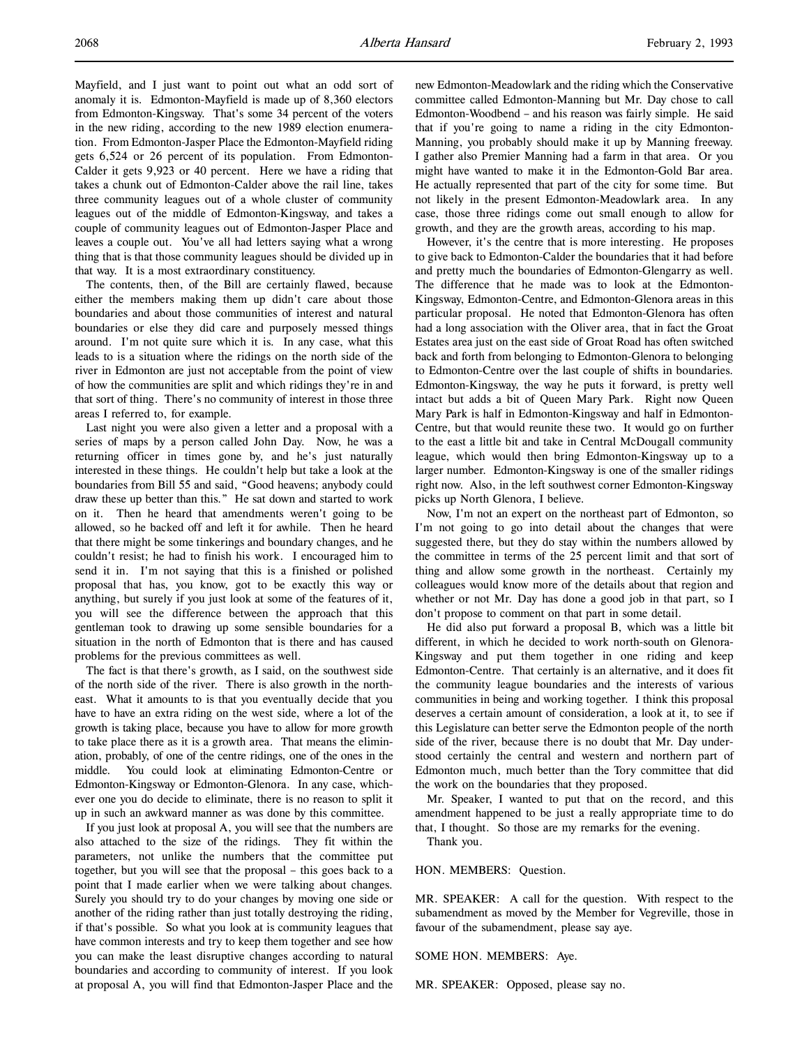Mayfield, and I just want to point out what an odd sort of anomaly it is. Edmonton-Mayfield is made up of 8,360 electors from Edmonton-Kingsway. That's some 34 percent of the voters in the new riding, according to the new 1989 election enumeration. From Edmonton-Jasper Place the Edmonton-Mayfield riding gets 6,524 or 26 percent of its population. From Edmonton-Calder it gets 9,923 or 40 percent. Here we have a riding that takes a chunk out of Edmonton-Calder above the rail line, takes three community leagues out of a whole cluster of community leagues out of the middle of Edmonton-Kingsway, and takes a couple of community leagues out of Edmonton-Jasper Place and leaves a couple out. You've all had letters saying what a wrong thing that is that those community leagues should be divided up in that way. It is a most extraordinary constituency.

The contents, then, of the Bill are certainly flawed, because either the members making them up didn't care about those boundaries and about those communities of interest and natural boundaries or else they did care and purposely messed things around. I'm not quite sure which it is. In any case, what this leads to is a situation where the ridings on the north side of the river in Edmonton are just not acceptable from the point of view of how the communities are split and which ridings they're in and that sort of thing. There's no community of interest in those three areas I referred to, for example.

Last night you were also given a letter and a proposal with a series of maps by a person called John Day. Now, he was a returning officer in times gone by, and he's just naturally interested in these things. He couldn't help but take a look at the boundaries from Bill 55 and said, "Good heavens; anybody could draw these up better than this." He sat down and started to work on it. Then he heard that amendments weren't going to be allowed, so he backed off and left it for awhile. Then he heard that there might be some tinkerings and boundary changes, and he couldn't resist; he had to finish his work. I encouraged him to send it in. I'm not saying that this is a finished or polished proposal that has, you know, got to be exactly this way or anything, but surely if you just look at some of the features of it, you will see the difference between the approach that this gentleman took to drawing up some sensible boundaries for a situation in the north of Edmonton that is there and has caused problems for the previous committees as well.

The fact is that there's growth, as I said, on the southwest side of the north side of the river. There is also growth in the northeast. What it amounts to is that you eventually decide that you have to have an extra riding on the west side, where a lot of the growth is taking place, because you have to allow for more growth to take place there as it is a growth area. That means the elimination, probably, of one of the centre ridings, one of the ones in the middle. You could look at eliminating Edmonton-Centre or Edmonton-Kingsway or Edmonton-Glenora. In any case, whichever one you do decide to eliminate, there is no reason to split it up in such an awkward manner as was done by this committee.

If you just look at proposal A, you will see that the numbers are also attached to the size of the ridings. They fit within the parameters, not unlike the numbers that the committee put together, but you will see that the proposal – this goes back to a point that I made earlier when we were talking about changes. Surely you should try to do your changes by moving one side or another of the riding rather than just totally destroying the riding, if that's possible. So what you look at is community leagues that have common interests and try to keep them together and see how you can make the least disruptive changes according to natural boundaries and according to community of interest. If you look at proposal A, you will find that Edmonton-Jasper Place and the new Edmonton-Meadowlark and the riding which the Conservative committee called Edmonton-Manning but Mr. Day chose to call Edmonton-Woodbend – and his reason was fairly simple. He said that if you're going to name a riding in the city Edmonton-Manning, you probably should make it up by Manning freeway. I gather also Premier Manning had a farm in that area. Or you might have wanted to make it in the Edmonton-Gold Bar area. He actually represented that part of the city for some time. But not likely in the present Edmonton-Meadowlark area. In any case, those three ridings come out small enough to allow for growth, and they are the growth areas, according to his map.

However, it's the centre that is more interesting. He proposes to give back to Edmonton-Calder the boundaries that it had before and pretty much the boundaries of Edmonton-Glengarry as well. The difference that he made was to look at the Edmonton-Kingsway, Edmonton-Centre, and Edmonton-Glenora areas in this particular proposal. He noted that Edmonton-Glenora has often had a long association with the Oliver area, that in fact the Groat Estates area just on the east side of Groat Road has often switched back and forth from belonging to Edmonton-Glenora to belonging to Edmonton-Centre over the last couple of shifts in boundaries. Edmonton-Kingsway, the way he puts it forward, is pretty well intact but adds a bit of Queen Mary Park. Right now Queen Mary Park is half in Edmonton-Kingsway and half in Edmonton-Centre, but that would reunite these two. It would go on further to the east a little bit and take in Central McDougall community league, which would then bring Edmonton-Kingsway up to a larger number. Edmonton-Kingsway is one of the smaller ridings right now. Also, in the left southwest corner Edmonton-Kingsway picks up North Glenora, I believe.

Now, I'm not an expert on the northeast part of Edmonton, so I'm not going to go into detail about the changes that were suggested there, but they do stay within the numbers allowed by the committee in terms of the 25 percent limit and that sort of thing and allow some growth in the northeast. Certainly my colleagues would know more of the details about that region and whether or not Mr. Day has done a good job in that part, so I don't propose to comment on that part in some detail.

He did also put forward a proposal B, which was a little bit different, in which he decided to work north-south on Glenora-Kingsway and put them together in one riding and keep Edmonton-Centre. That certainly is an alternative, and it does fit the community league boundaries and the interests of various communities in being and working together. I think this proposal deserves a certain amount of consideration, a look at it, to see if this Legislature can better serve the Edmonton people of the north side of the river, because there is no doubt that Mr. Day understood certainly the central and western and northern part of Edmonton much, much better than the Tory committee that did the work on the boundaries that they proposed.

Mr. Speaker, I wanted to put that on the record, and this amendment happened to be just a really appropriate time to do that, I thought. So those are my remarks for the evening.

Thank you.

HON. MEMBERS: Question.

MR. SPEAKER: A call for the question. With respect to the subamendment as moved by the Member for Vegreville, those in favour of the subamendment, please say aye.

SOME HON. MEMBERS: Aye.

MR. SPEAKER: Opposed, please say no.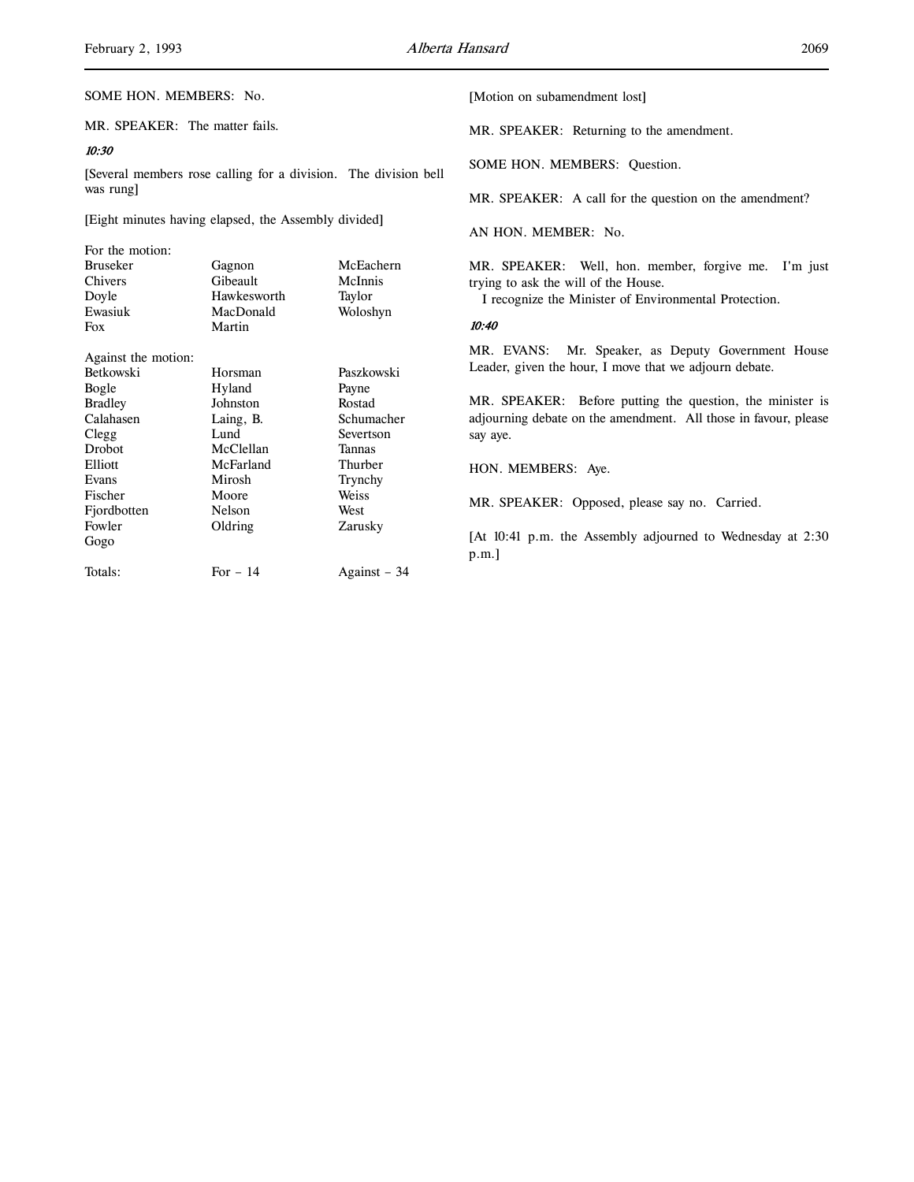SOME HON. MEMBERS: No.

MR. SPEAKER: The matter fails.

*10:30*

[Several members rose calling for a division. The division bell was rung]

[Eight minutes having elapsed, the Assembly divided]

For the motion:

| | | |
|---|---|---|
| Bruseker | Gagnon | McEachern |
| Chivers | Gibeault | McInnis |
| Doyle | Hawkesworth | Taylor |
| Ewasiuk | MacDonald | Woloshyn |
| Fox | Martin | |

Against the motion:

| | | |
|---|---|---|
| Betkowski | Horsman | Paszkowski |
| Bogle | Hyland | Payne |
| Bradley | Johnston | Rostad |
| Calahasen | Laing, B. | Schumacher |
| Clegg | Lund | Severtson |
| Drobot | McClellan | Tannas |
| Elliott | McFarland | Thurber |
| Evans | Mirosh | Trynchy |
| Fischer | Moore | Weiss |
| Fjordbotten | Nelson | West |
| Fowler | Oldring | Zarusky |
| Gogo | | |

| | | |
|---|---|---|
| Totals: | For – 14 | Against – 34 |

[Motion on subamendment lost]

MR. SPEAKER: Returning to the amendment.

SOME HON. MEMBERS: Question.

MR. SPEAKER: A call for the question on the amendment?

AN HON. MEMBER: No.

MR. SPEAKER: Well, hon. member, forgive me. I'm just trying to ask the will of the House.
I recognize the Minister of Environmental Protection.

*10:40*

MR. EVANS: Mr. Speaker, as Deputy Government House Leader, given the hour, I move that we adjourn debate.

MR. SPEAKER: Before putting the question, the minister is adjourning debate on the amendment. All those in favour, please say aye.

HON. MEMBERS: Aye.

MR. SPEAKER: Opposed, please say no. Carried.

[At 10:41 p.m. the Assembly adjourned to Wednesday at 2:30 p.m.]